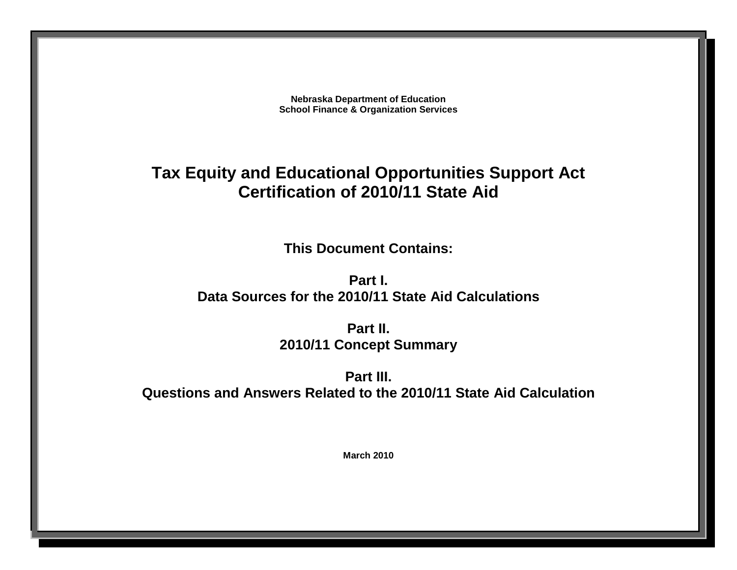**Nebraska Department of Education**
**School Finance & Organization Services**

# Tax Equity and Educational Opportunities Support Act
# Certification of 2010/11 State Aid

## This Document Contains:

**Part I.**
**Data Sources for the 2010/11 State Aid Calculations**

**Part II.**
**2010/11 Concept Summary**

**Part III.**
**Questions and Answers Related to the 2010/11 State Aid Calculation**

**March 2010**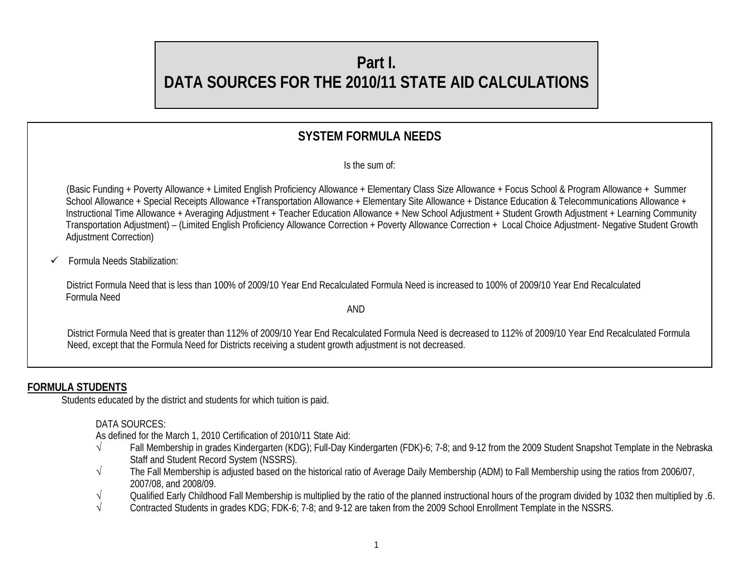# Part I.
# DATA SOURCES FOR THE 2010/11 STATE AID CALCULATIONS

## SYSTEM FORMULA NEEDS

Is the sum of:

(Basic Funding + Poverty Allowance + Limited English Proficiency Allowance + Elementary Class Size Allowance + Focus School & Program Allowance + Summer School Allowance + Special Receipts Allowance +Transportation Allowance + Elementary Site Allowance + Distance Education & Telecommunications Allowance + Instructional Time Allowance + Averaging Adjustment + Teacher Education Allowance + New School Adjustment + Student Growth Adjustment + Learning Community Transportation Adjustment) – (Limited English Proficiency Allowance Correction + Poverty Allowance Correction + Local Choice Adjustment- Negative Student Growth Adjustment Correction)

- ✓ Formula Needs Stabilization:

District Formula Need that is less than 100% of 2009/10 Year End Recalculated Formula Need is increased to 100% of 2009/10 Year End Recalculated Formula Need

AND

District Formula Need that is greater than 112% of 2009/10 Year End Recalculated Formula Need is decreased to 112% of 2009/10 Year End Recalculated Formula Need, except that the Formula Need for Districts receiving a student growth adjustment is not decreased.

**FORMULA STUDENTS**

Students educated by the district and students for which tuition is paid.

DATA SOURCES:
As defined for the March 1, 2010 Certification of 2010/11 State Aid:

- √ Fall Membership in grades Kindergarten (KDG); Full-Day Kindergarten (FDK)-6; 7-8; and 9-12 from the 2009 Student Snapshot Template in the Nebraska Staff and Student Record System (NSSRS).
- √ The Fall Membership is adjusted based on the historical ratio of Average Daily Membership (ADM) to Fall Membership using the ratios from 2006/07, 2007/08, and 2008/09.
- √ Qualified Early Childhood Fall Membership is multiplied by the ratio of the planned instructional hours of the program divided by 1032 then multiplied by .6.
- √ Contracted Students in grades KDG; FDK-6; 7-8; and 9-12 are taken from the 2009 School Enrollment Template in the NSSRS.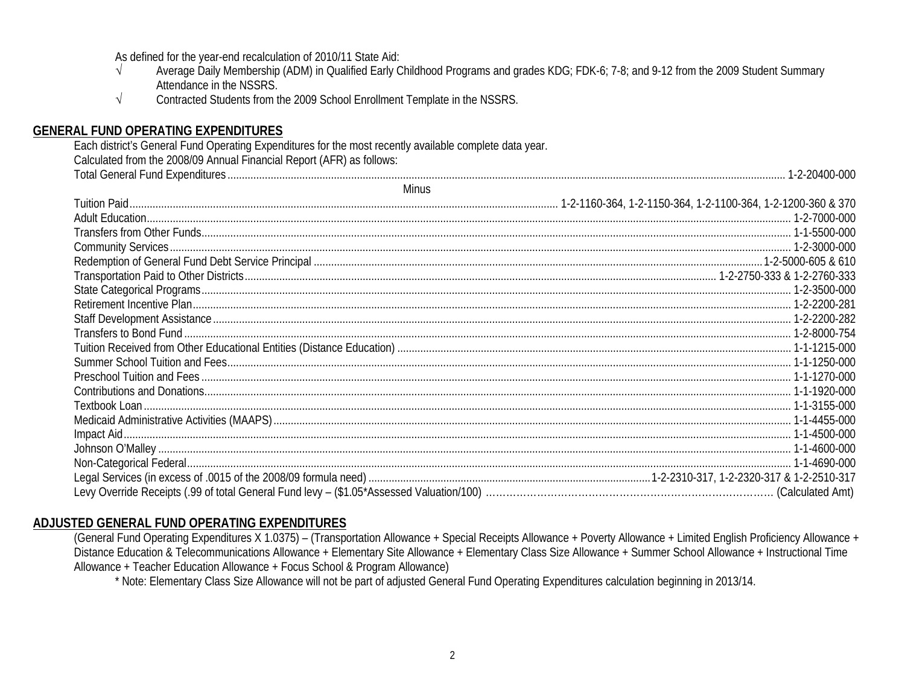As defined for the year-end recalculation of 2010/11 State Aid:

- √ Average Daily Membership (ADM) in Qualified Early Childhood Programs and grades KDG; FDK-6; 7-8; and 9-12 from the 2009 Student Summary Attendance in the NSSRS.
- √ Contracted Students from the 2009 School Enrollment Template in the NSSRS.

## GENERAL FUND OPERATING EXPENDITURES

Each district's General Fund Operating Expenditures for the most recently available complete data year.
Calculated from the 2008/09 Annual Financial Report (AFR) as follows:

| Item | Account |
|---|---|
| Total General Fund Expenditures | 1-2-20400-000 |
| Minus | |
| Tuition Paid | 1-2-1160-364, 1-2-1150-364, 1-2-1100-364, 1-2-1200-360 & 370 |
| Adult Education | 1-2-7000-000 |
| Transfers from Other Funds | 1-1-5500-000 |
| Community Services | 1-2-3000-000 |
| Redemption of General Fund Debt Service Principal | 1-2-5000-605 & 610 |
| Transportation Paid to Other Districts | 1-2-2750-333 & 1-2-2760-333 |
| State Categorical Programs | 1-2-3500-000 |
| Retirement Incentive Plan | 1-2-2200-281 |
| Staff Development Assistance | 1-2-2200-282 |
| Transfers to Bond Fund | 1-2-8000-754 |
| Tuition Received from Other Educational Entities (Distance Education) | 1-1-1215-000 |
| Summer School Tuition and Fees | 1-1-1250-000 |
| Preschool Tuition and Fees | 1-1-1270-000 |
| Contributions and Donations | 1-1-1920-000 |
| Textbook Loan | 1-1-3155-000 |
| Medicaid Administrative Activities (MAAPS) | 1-1-4455-000 |
| Impact Aid | 1-1-4500-000 |
| Johnson O'Malley | 1-1-4600-000 |
| Non-Categorical Federal | 1-1-4690-000 |
| Legal Services (in excess of .0015 of the 2008/09 formula need) | 1-2-2310-317, 1-2-2320-317 & 1-2-2510-317 |
| Levy Override Receipts (.99 of total General Fund levy – ($1.05*Assessed Valuation/100) | (Calculated Amt) |

## ADJUSTED GENERAL FUND OPERATING EXPENDITURES

(General Fund Operating Expenditures X 1.0375) – (Transportation Allowance + Special Receipts Allowance + Poverty Allowance + Limited English Proficiency Allowance + Distance Education & Telecommunications Allowance + Elementary Site Allowance + Elementary Class Size Allowance + Summer School Allowance + Instructional Time Allowance + Teacher Education Allowance + Focus School & Program Allowance)

\* Note: Elementary Class Size Allowance will not be part of adjusted General Fund Operating Expenditures calculation beginning in 2013/14.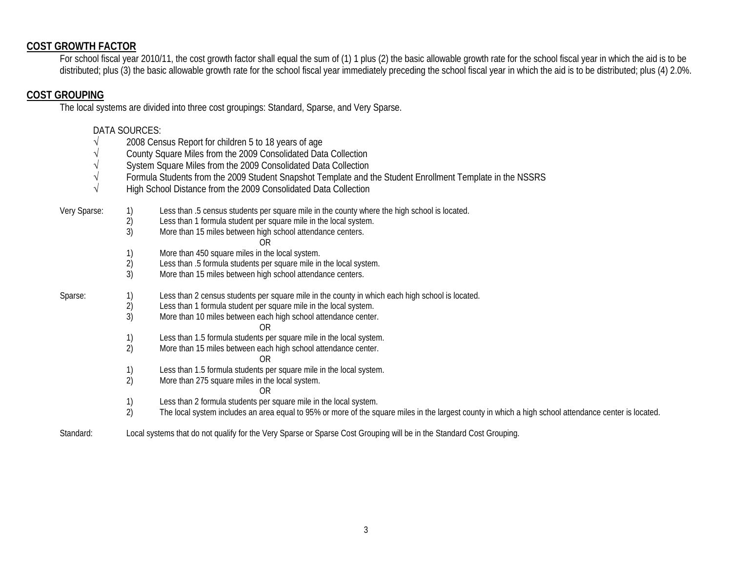## COST GROWTH FACTOR

For school fiscal year 2010/11, the cost growth factor shall equal the sum of (1) 1 plus (2) the basic allowable growth rate for the school fiscal year in which the aid is to be distributed; plus (3) the basic allowable growth rate for the school fiscal year immediately preceding the school fiscal year in which the aid is to be distributed; plus (4) 2.0%.

## COST GROUPING

The local systems are divided into three cost groupings: Standard, Sparse, and Very Sparse.

DATA SOURCES:

- √ 2008 Census Report for children 5 to 18 years of age
- √ County Square Miles from the 2009 Consolidated Data Collection
- √ System Square Miles from the 2009 Consolidated Data Collection
- √ Formula Students from the 2009 Student Snapshot Template and the Student Enrollment Template in the NSSRS
- √ High School Distance from the 2009 Consolidated Data Collection

Very Sparse:

1) Less than .5 census students per square mile in the county where the high school is located.
2) Less than 1 formula student per square mile in the local system.
3) More than 15 miles between high school attendance centers.

OR

1) More than 450 square miles in the local system.
2) Less than .5 formula students per square mile in the local system.
3) More than 15 miles between high school attendance centers.

Sparse:

1) Less than 2 census students per square mile in the county in which each high school is located.
2) Less than 1 formula student per square mile in the local system.
3) More than 10 miles between each high school attendance center.

OR

1) Less than 1.5 formula students per square mile in the local system.
2) More than 15 miles between each high school attendance center.

OR

1) Less than 1.5 formula students per square mile in the local system.
2) More than 275 square miles in the local system.

OR

1) Less than 2 formula students per square mile in the local system.
2) The local system includes an area equal to 95% or more of the square miles in the largest county in which a high school attendance center is located.

Standard: Local systems that do not qualify for the Very Sparse or Sparse Cost Grouping will be in the Standard Cost Grouping.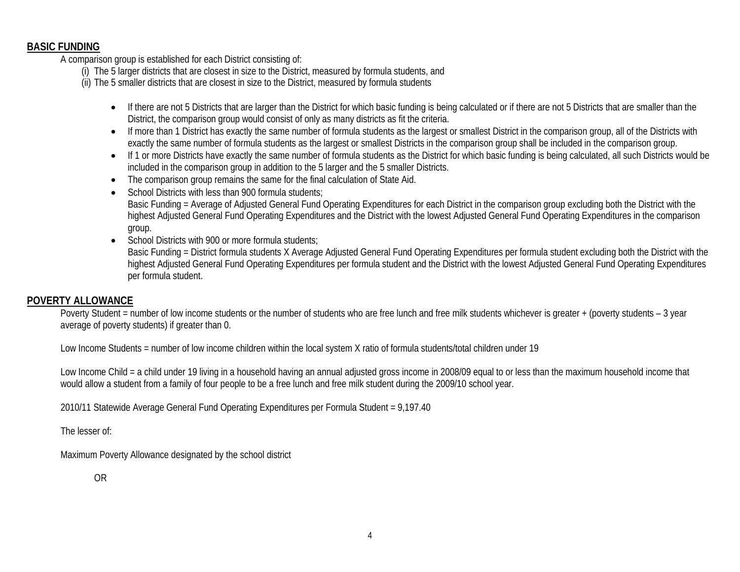## BASIC FUNDING

A comparison group is established for each District consisting of:

(i) The 5 larger districts that are closest in size to the District, measured by formula students, and
(ii) The 5 smaller districts that are closest in size to the District, measured by formula students

- If there are not 5 Districts that are larger than the District for which basic funding is being calculated or if there are not 5 Districts that are smaller than the District, the comparison group would consist of only as many districts as fit the criteria.
- If more than 1 District has exactly the same number of formula students as the largest or smallest District in the comparison group, all of the Districts with exactly the same number of formula students as the largest or smallest Districts in the comparison group shall be included in the comparison group.
- If 1 or more Districts have exactly the same number of formula students as the District for which basic funding is being calculated, all such Districts would be included in the comparison group in addition to the 5 larger and the 5 smaller Districts.
- The comparison group remains the same for the final calculation of State Aid.
- School Districts with less than 900 formula students;
  Basic Funding = Average of Adjusted General Fund Operating Expenditures for each District in the comparison group excluding both the District with the highest Adjusted General Fund Operating Expenditures and the District with the lowest Adjusted General Fund Operating Expenditures in the comparison group.
- School Districts with 900 or more formula students;
  Basic Funding = District formula students X Average Adjusted General Fund Operating Expenditures per formula student excluding both the District with the highest Adjusted General Fund Operating Expenditures per formula student and the District with the lowest Adjusted General Fund Operating Expenditures per formula student.

## POVERTY ALLOWANCE

Poverty Student = number of low income students or the number of students who are free lunch and free milk students whichever is greater + (poverty students – 3 year average of poverty students) if greater than 0.

Low Income Students = number of low income children within the local system X ratio of formula students/total children under 19

Low Income Child = a child under 19 living in a household having an annual adjusted gross income in 2008/09 equal to or less than the maximum household income that would allow a student from a family of four people to be a free lunch and free milk student during the 2009/10 school year.

2010/11 Statewide Average General Fund Operating Expenditures per Formula Student = 9,197.40

The lesser of:

Maximum Poverty Allowance designated by the school district

OR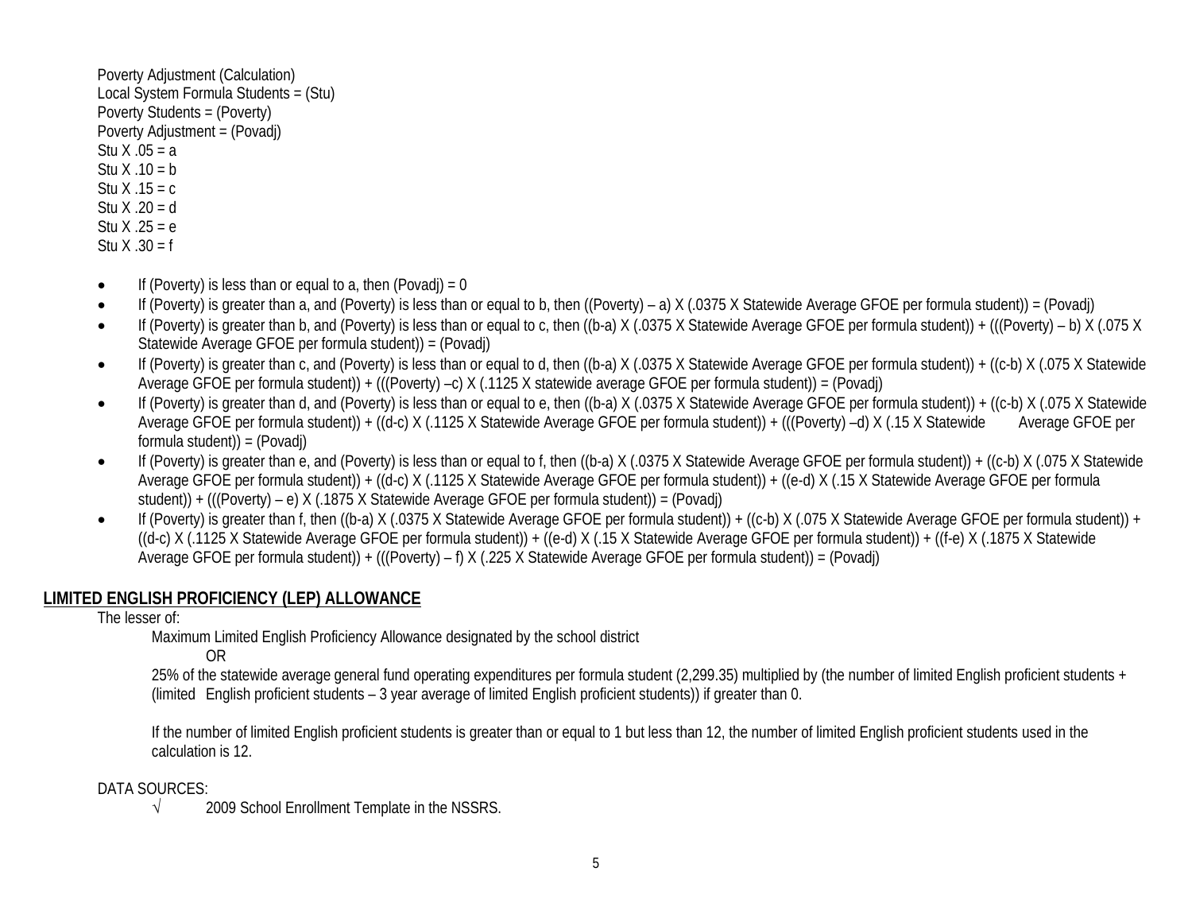Poverty Adjustment (Calculation)
Local System Formula Students = (Stu)
Poverty Students = (Poverty)
Poverty Adjustment = (Povadj)
Stu X .05 = a
Stu X .10 = b
Stu X .15 = c
Stu X .20 = d
Stu X .25 = e
Stu X .30 = f

- If (Poverty) is less than or equal to a, then (Povadj) = 0
- If (Poverty) is greater than a, and (Poverty) is less than or equal to b, then ((Poverty) – a) X (.0375 X Statewide Average GFOE per formula student)) = (Povadj)
- If (Poverty) is greater than b, and (Poverty) is less than or equal to c, then ((b-a) X (.0375 X Statewide Average GFOE per formula student)) + (((Poverty) – b) X (.075 X Statewide Average GFOE per formula student)) = (Povadj)
- If (Poverty) is greater than c, and (Poverty) is less than or equal to d, then ((b-a) X (.0375 X Statewide Average GFOE per formula student)) + ((c-b) X (.075 X Statewide Average GFOE per formula student)) + (((Poverty) –c) X (.1125 X statewide average GFOE per formula student)) = (Povadj)
- If (Poverty) is greater than d, and (Poverty) is less than or equal to e, then ((b-a) X (.0375 X Statewide Average GFOE per formula student)) + ((c-b) X (.075 X Statewide Average GFOE per formula student)) + ((d-c) X (.1125 X Statewide Average GFOE per formula student)) + (((Poverty) –d) X (.15 X Statewide Average GFOE per formula student)) = (Povadj)
- If (Poverty) is greater than e, and (Poverty) is less than or equal to f, then ((b-a) X (.0375 X Statewide Average GFOE per formula student)) + ((c-b) X (.075 X Statewide Average GFOE per formula student)) + ((d-c) X (.1125 X Statewide Average GFOE per formula student)) + ((e-d) X (.15 X Statewide Average GFOE per formula student)) + (((Poverty) – e) X (.1875 X Statewide Average GFOE per formula student)) = (Povadj)
- If (Poverty) is greater than f, then ((b-a) X (.0375 X Statewide Average GFOE per formula student)) + ((c-b) X (.075 X Statewide Average GFOE per formula student)) + ((d-c) X (.1125 X Statewide Average GFOE per formula student)) + ((e-d) X (.15 X Statewide Average GFOE per formula student)) + ((f-e) X (.1875 X Statewide Average GFOE per formula student)) + (((Poverty) – f) X (.225 X Statewide Average GFOE per formula student)) = (Povadj)

## LIMITED ENGLISH PROFICIENCY (LEP) ALLOWANCE

The lesser of:

Maximum Limited English Proficiency Allowance designated by the school district

OR

25% of the statewide average general fund operating expenditures per formula student (2,299.35) multiplied by (the number of limited English proficient students + (limited English proficient students – 3 year average of limited English proficient students)) if greater than 0.

If the number of limited English proficient students is greater than or equal to 1 but less than 12, the number of limited English proficient students used in the calculation is 12.

DATA SOURCES:

√ 2009 School Enrollment Template in the NSSRS.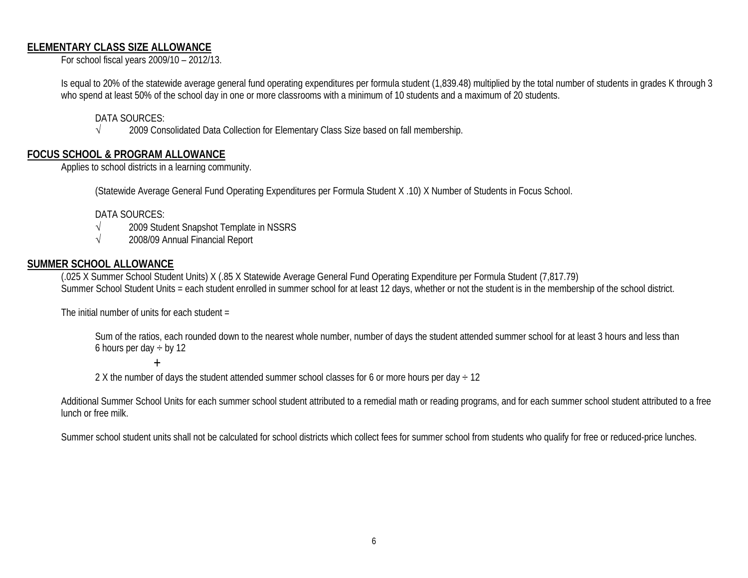## ELEMENTARY CLASS SIZE ALLOWANCE

For school fiscal years 2009/10 – 2012/13.

Is equal to 20% of the statewide average general fund operating expenditures per formula student (1,839.48) multiplied by the total number of students in grades K through 3 who spend at least 50% of the school day in one or more classrooms with a minimum of 10 students and a maximum of 20 students.

DATA SOURCES:

√ 2009 Consolidated Data Collection for Elementary Class Size based on fall membership.

## FOCUS SCHOOL & PROGRAM ALLOWANCE

Applies to school districts in a learning community.

(Statewide Average General Fund Operating Expenditures per Formula Student X .10) X Number of Students in Focus School.

DATA SOURCES:

√ 2009 Student Snapshot Template in NSSRS

√ 2008/09 Annual Financial Report

## SUMMER SCHOOL ALLOWANCE

(.025 X Summer School Student Units) X (.85 X Statewide Average General Fund Operating Expenditure per Formula Student (7,817.79)

Summer School Student Units = each student enrolled in summer school for at least 12 days, whether or not the student is in the membership of the school district.

The initial number of units for each student =

Sum of the ratios, each rounded down to the nearest whole number, number of days the student attended summer school for at least 3 hours and less than 6 hours per day ÷ by 12

+

2 X the number of days the student attended summer school classes for 6 or more hours per day ÷ 12

Additional Summer School Units for each summer school student attributed to a remedial math or reading programs, and for each summer school student attributed to a free lunch or free milk.

Summer school student units shall not be calculated for school districts which collect fees for summer school from students who qualify for free or reduced-price lunches.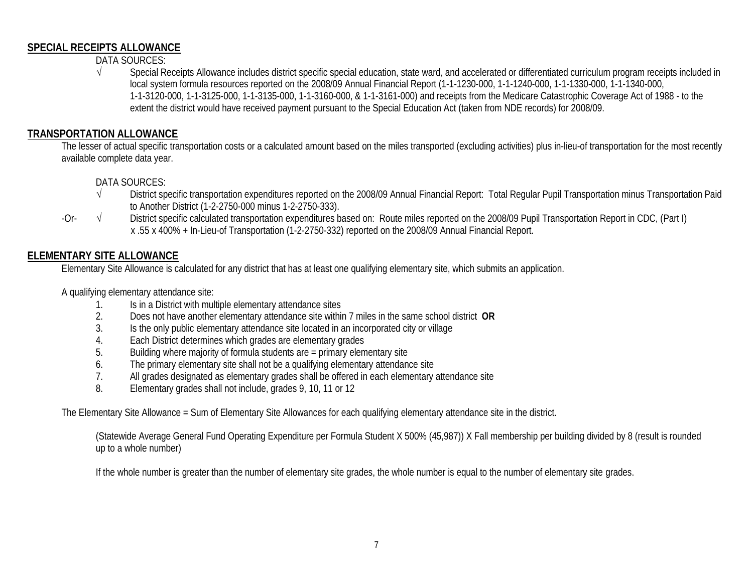## SPECIAL RECEIPTS ALLOWANCE

DATA SOURCES:

- √ Special Receipts Allowance includes district specific special education, state ward, and accelerated or differentiated curriculum program receipts included in local system formula resources reported on the 2008/09 Annual Financial Report (1-1-1230-000, 1-1-1240-000, 1-1-1330-000, 1-1-1340-000, 1-1-3120-000, 1-1-3125-000, 1-1-3135-000, 1-1-3160-000, & 1-1-3161-000) and receipts from the Medicare Catastrophic Coverage Act of 1988 - to the extent the district would have received payment pursuant to the Special Education Act (taken from NDE records) for 2008/09.

## TRANSPORTATION ALLOWANCE

The lesser of actual specific transportation costs or a calculated amount based on the miles transported (excluding activities) plus in-lieu-of transportation for the most recently available complete data year.

DATA SOURCES:

- √ District specific transportation expenditures reported on the 2008/09 Annual Financial Report: Total Regular Pupil Transportation minus Transportation Paid to Another District (1-2-2750-000 minus 1-2-2750-333).

-Or-

- √ District specific calculated transportation expenditures based on: Route miles reported on the 2008/09 Pupil Transportation Report in CDC, (Part I) x .55 x 400% + In-Lieu-of Transportation (1-2-2750-332) reported on the 2008/09 Annual Financial Report.

## ELEMENTARY SITE ALLOWANCE

Elementary Site Allowance is calculated for any district that has at least one qualifying elementary site, which submits an application.

A qualifying elementary attendance site:

1. Is in a District with multiple elementary attendance sites
2. Does not have another elementary attendance site within 7 miles in the same school district **OR**
3. Is the only public elementary attendance site located in an incorporated city or village
4. Each District determines which grades are elementary grades
5. Building where majority of formula students are = primary elementary site
6. The primary elementary site shall not be a qualifying elementary attendance site
7. All grades designated as elementary grades shall be offered in each elementary attendance site
8. Elementary grades shall not include, grades 9, 10, 11 or 12

The Elementary Site Allowance = Sum of Elementary Site Allowances for each qualifying elementary attendance site in the district.

(Statewide Average General Fund Operating Expenditure per Formula Student X 500% (45,987)) X Fall membership per building divided by 8 (result is rounded up to a whole number)

If the whole number is greater than the number of elementary site grades, the whole number is equal to the number of elementary site grades.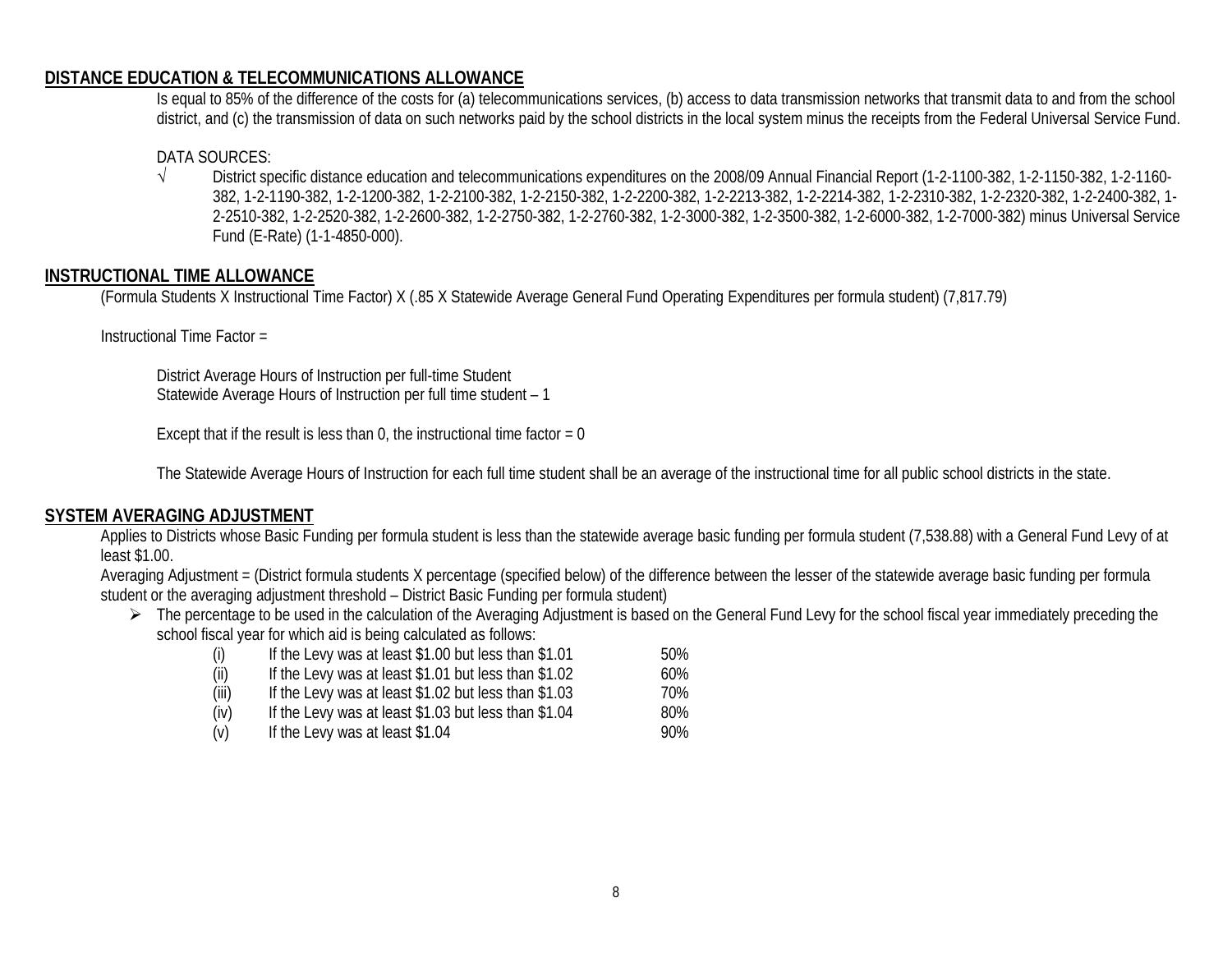## DISTANCE EDUCATION & TELECOMMUNICATIONS ALLOWANCE

Is equal to 85% of the difference of the costs for (a) telecommunications services, (b) access to data transmission networks that transmit data to and from the school district, and (c) the transmission of data on such networks paid by the school districts in the local system minus the receipts from the Federal Universal Service Fund.

DATA SOURCES:

√ District specific distance education and telecommunications expenditures on the 2008/09 Annual Financial Report (1-2-1100-382, 1-2-1150-382, 1-2-1160-382, 1-2-1190-382, 1-2-1200-382, 1-2-2100-382, 1-2-2150-382, 1-2-2200-382, 1-2-2213-382, 1-2-2214-382, 1-2-2310-382, 1-2-2320-382, 1-2-2400-382, 1-2-2510-382, 1-2-2520-382, 1-2-2600-382, 1-2-2750-382, 1-2-2760-382, 1-2-3000-382, 1-2-3500-382, 1-2-6000-382, 1-2-7000-382) minus Universal Service Fund (E-Rate) (1-1-4850-000).

## INSTRUCTIONAL TIME ALLOWANCE

(Formula Students X Instructional Time Factor) X (.85 X Statewide Average General Fund Operating Expenditures per formula student) (7,817.79)

Instructional Time Factor =

District Average Hours of Instruction per full-time Student
Statewide Average Hours of Instruction per full time student – 1

Except that if the result is less than 0, the instructional time factor = 0

The Statewide Average Hours of Instruction for each full time student shall be an average of the instructional time for all public school districts in the state.

## SYSTEM AVERAGING ADJUSTMENT

Applies to Districts whose Basic Funding per formula student is less than the statewide average basic funding per formula student (7,538.88) with a General Fund Levy of at least $1.00.

Averaging Adjustment = (District formula students X percentage (specified below) of the difference between the lesser of the statewide average basic funding per formula student or the averaging adjustment threshold – District Basic Funding per formula student)

- The percentage to be used in the calculation of the Averaging Adjustment is based on the General Fund Levy for the school fiscal year immediately preceding the school fiscal year for which aid is being calculated as follows:

| | | |
|---|---|---|
| (i) | If the Levy was at least $1.00 but less than $1.01 | 50% |
| (ii) | If the Levy was at least $1.01 but less than $1.02 | 60% |
| (iii) | If the Levy was at least $1.02 but less than $1.03 | 70% |
| (iv) | If the Levy was at least $1.03 but less than $1.04 | 80% |
| (v) | If the Levy was at least $1.04 | 90% |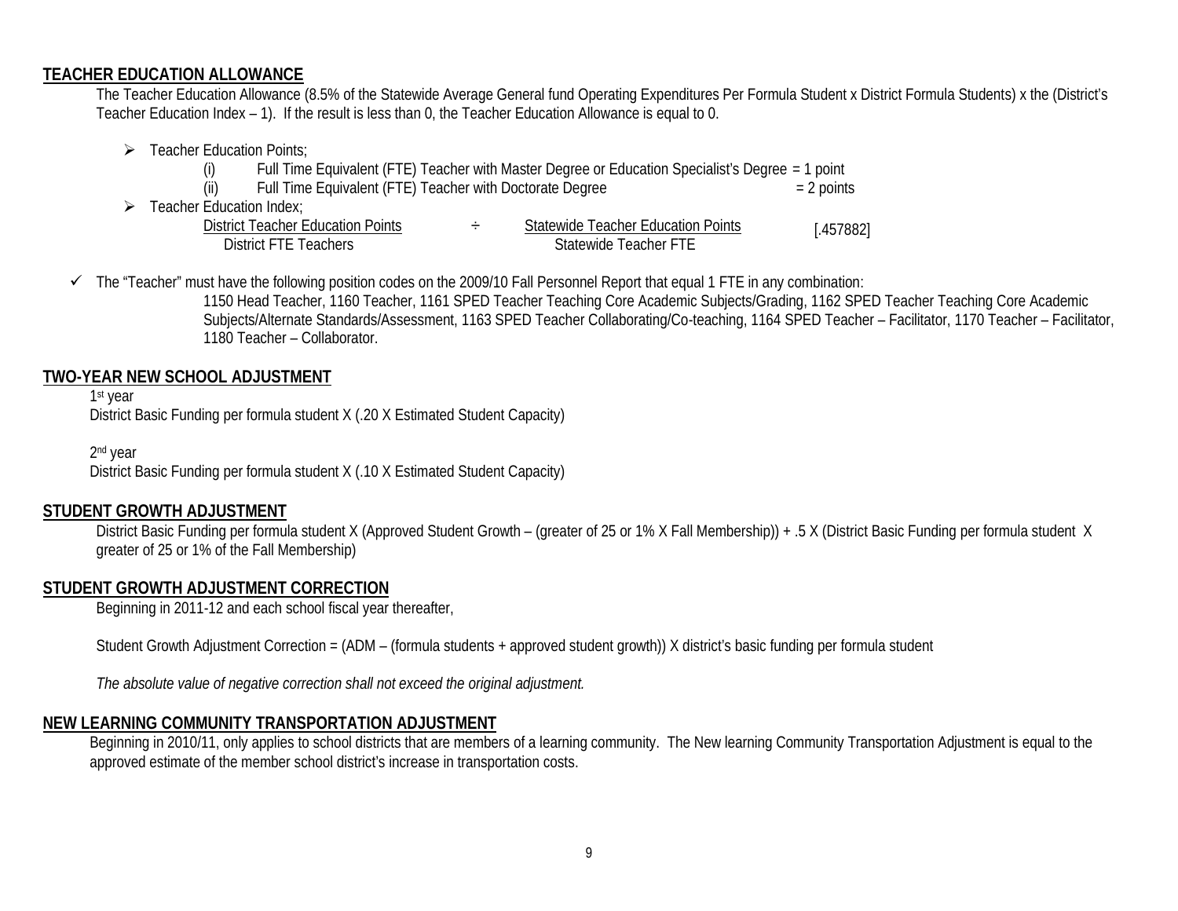## TEACHER EDUCATION ALLOWANCE

The Teacher Education Allowance (8.5% of the Statewide Average General fund Operating Expenditures Per Formula Student x District Formula Students) x the (District's Teacher Education Index – 1). If the result is less than 0, the Teacher Education Allowance is equal to 0.

- Teacher Education Points;
  - (i) Full Time Equivalent (FTE) Teacher with Master Degree or Education Specialist's Degree = 1 point
  - (ii) Full Time Equivalent (FTE) Teacher with Doctorate Degree = 2 points
- Teacher Education Index;

$$\frac{\text{District Teacher Education Points}}{\text{District FTE Teachers}} \div \frac{\text{Statewide Teacher Education Points}}{\text{Statewide Teacher FTE}} \quad [.457882]$$

- ✓ The "Teacher" must have the following position codes on the 2009/10 Fall Personnel Report that equal 1 FTE in any combination:

  1150 Head Teacher, 1160 Teacher, 1161 SPED Teacher Teaching Core Academic Subjects/Grading, 1162 SPED Teacher Teaching Core Academic Subjects/Alternate Standards/Assessment, 1163 SPED Teacher Collaborating/Co-teaching, 1164 SPED Teacher – Facilitator, 1170 Teacher – Facilitator, 1180 Teacher – Collaborator.

## TWO-YEAR NEW SCHOOL ADJUSTMENT

1st year
District Basic Funding per formula student X (.20 X Estimated Student Capacity)

2nd year
District Basic Funding per formula student X (.10 X Estimated Student Capacity)

## STUDENT GROWTH ADJUSTMENT

District Basic Funding per formula student X (Approved Student Growth – (greater of 25 or 1% X Fall Membership)) + .5 X (District Basic Funding per formula student X greater of 25 or 1% of the Fall Membership)

## STUDENT GROWTH ADJUSTMENT CORRECTION

Beginning in 2011-12 and each school fiscal year thereafter,

Student Growth Adjustment Correction = (ADM – (formula students + approved student growth)) X district's basic funding per formula student

*The absolute value of negative correction shall not exceed the original adjustment.*

## NEW LEARNING COMMUNITY TRANSPORTATION ADJUSTMENT

Beginning in 2010/11, only applies to school districts that are members of a learning community. The New learning Community Transportation Adjustment is equal to the approved estimate of the member school district's increase in transportation costs.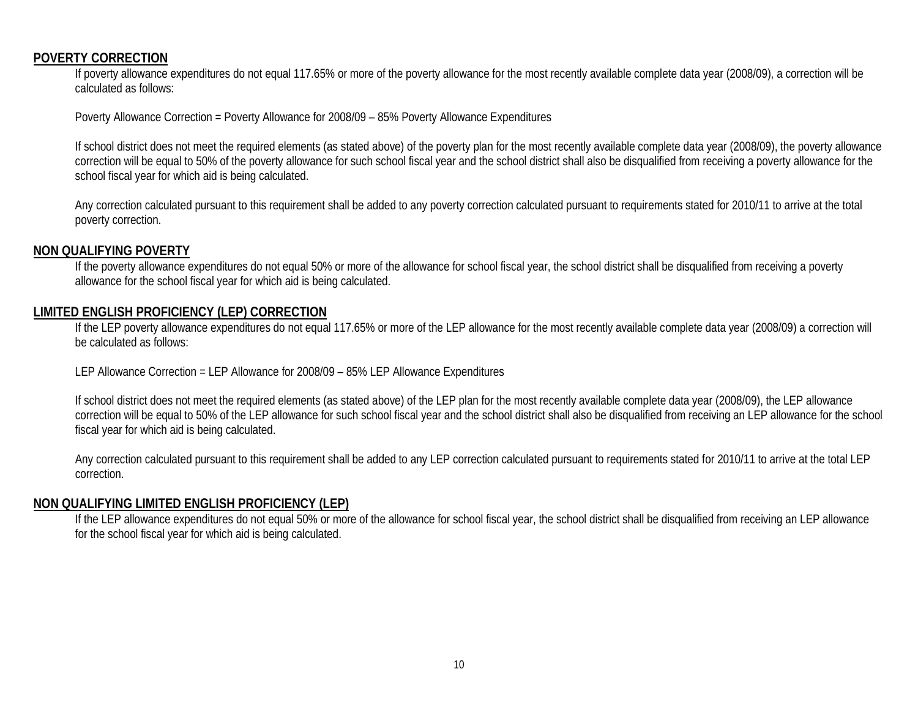**POVERTY CORRECTION**

If poverty allowance expenditures do not equal 117.65% or more of the poverty allowance for the most recently available complete data year (2008/09), a correction will be calculated as follows:

Poverty Allowance Correction = Poverty Allowance for 2008/09 – 85% Poverty Allowance Expenditures

If school district does not meet the required elements (as stated above) of the poverty plan for the most recently available complete data year (2008/09), the poverty allowance correction will be equal to 50% of the poverty allowance for such school fiscal year and the school district shall also be disqualified from receiving a poverty allowance for the school fiscal year for which aid is being calculated.

Any correction calculated pursuant to this requirement shall be added to any poverty correction calculated pursuant to requirements stated for 2010/11 to arrive at the total poverty correction.

**NON QUALIFYING POVERTY**

If the poverty allowance expenditures do not equal 50% or more of the allowance for school fiscal year, the school district shall be disqualified from receiving a poverty allowance for the school fiscal year for which aid is being calculated.

**LIMITED ENGLISH PROFICIENCY (LEP) CORRECTION**

If the LEP poverty allowance expenditures do not equal 117.65% or more of the LEP allowance for the most recently available complete data year (2008/09) a correction will be calculated as follows:

LEP Allowance Correction = LEP Allowance for 2008/09 – 85% LEP Allowance Expenditures

If school district does not meet the required elements (as stated above) of the LEP plan for the most recently available complete data year (2008/09), the LEP allowance correction will be equal to 50% of the LEP allowance for such school fiscal year and the school district shall also be disqualified from receiving an LEP allowance for the school fiscal year for which aid is being calculated.

Any correction calculated pursuant to this requirement shall be added to any LEP correction calculated pursuant to requirements stated for 2010/11 to arrive at the total LEP correction.

**NON QUALIFYING LIMITED ENGLISH PROFICIENCY (LEP)**

If the LEP allowance expenditures do not equal 50% or more of the allowance for school fiscal year, the school district shall be disqualified from receiving an LEP allowance for the school fiscal year for which aid is being calculated.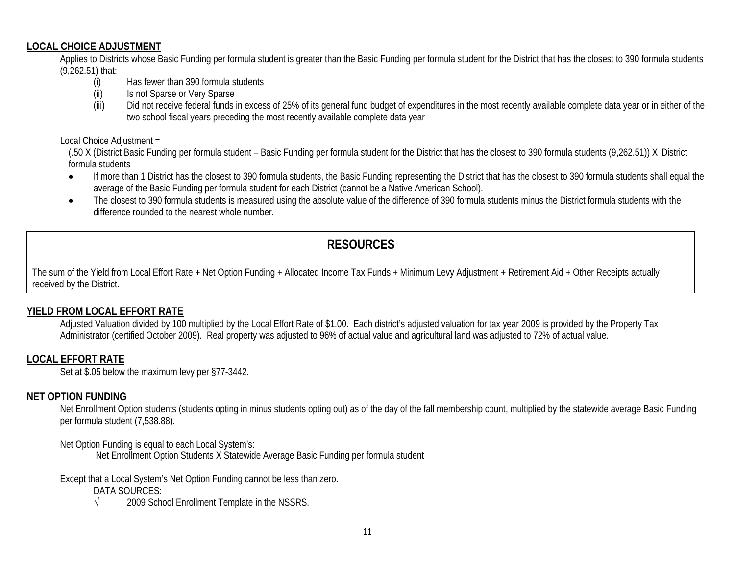## LOCAL CHOICE ADJUSTMENT

Applies to Districts whose Basic Funding per formula student is greater than the Basic Funding per formula student for the District that has the closest to 390 formula students (9,262.51) that;

- (i) Has fewer than 390 formula students
- (ii) Is not Sparse or Very Sparse
- (iii) Did not receive federal funds in excess of 25% of its general fund budget of expenditures in the most recently available complete data year or in either of the two school fiscal years preceding the most recently available complete data year

Local Choice Adjustment =

(.50 X (District Basic Funding per formula student – Basic Funding per formula student for the District that has the closest to 390 formula students (9,262.51)) X District formula students

- If more than 1 District has the closest to 390 formula students, the Basic Funding representing the District that has the closest to 390 formula students shall equal the average of the Basic Funding per formula student for each District (cannot be a Native American School).
- The closest to 390 formula students is measured using the absolute value of the difference of 390 formula students minus the District formula students with the difference rounded to the nearest whole number.

## RESOURCES

The sum of the Yield from Local Effort Rate + Net Option Funding + Allocated Income Tax Funds + Minimum Levy Adjustment + Retirement Aid + Other Receipts actually received by the District.

## YIELD FROM LOCAL EFFORT RATE

Adjusted Valuation divided by 100 multiplied by the Local Effort Rate of $1.00. Each district's adjusted valuation for tax year 2009 is provided by the Property Tax Administrator (certified October 2009). Real property was adjusted to 96% of actual value and agricultural land was adjusted to 72% of actual value.

## LOCAL EFFORT RATE

Set at $.05 below the maximum levy per §77-3442.

## NET OPTION FUNDING

Net Enrollment Option students (students opting in minus students opting out) as of the day of the fall membership count, multiplied by the statewide average Basic Funding per formula student (7,538.88).

Net Option Funding is equal to each Local System's:

Net Enrollment Option Students X Statewide Average Basic Funding per formula student

Except that a Local System's Net Option Funding cannot be less than zero.

DATA SOURCES:

- √ 2009 School Enrollment Template in the NSSRS.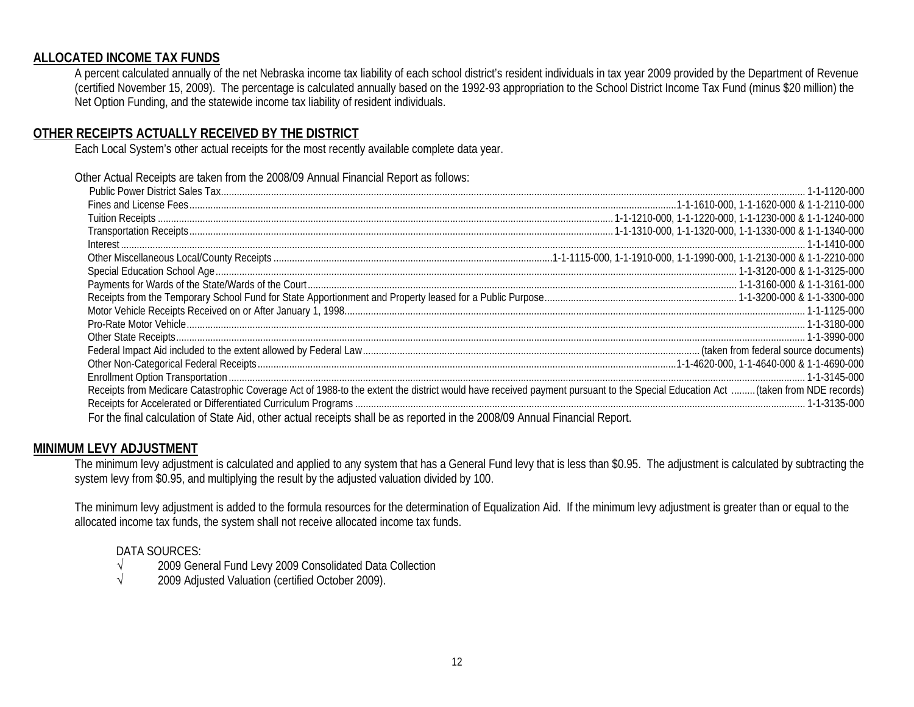## ALLOCATED INCOME TAX FUNDS

A percent calculated annually of the net Nebraska income tax liability of each school district's resident individuals in tax year 2009 provided by the Department of Revenue (certified November 15, 2009). The percentage is calculated annually based on the 1992-93 appropriation to the School District Income Tax Fund (minus $20 million) the Net Option Funding, and the statewide income tax liability of resident individuals.

## OTHER RECEIPTS ACTUALLY RECEIVED BY THE DISTRICT

Each Local System's other actual receipts for the most recently available complete data year.

Other Actual Receipts are taken from the 2008/09 Annual Financial Report as follows:

- Public Power District Sales Tax....... 1-1-1120-000
- Fines and License Fees.......1-1-1610-000, 1-1-1620-000 & 1-1-2110-000
- Tuition Receipts ....... 1-1-1210-000, 1-1-1220-000, 1-1-1230-000 & 1-1-1240-000
- Transportation Receipts....... 1-1-1310-000, 1-1-1320-000, 1-1-1330-000 & 1-1-1340-000
- Interest....... 1-1-1410-000
- Other Miscellaneous Local/County Receipts .......1-1-1115-000, 1-1-1910-000, 1-1-1990-000, 1-1-2130-000 & 1-1-2210-000
- Special Education School Age....... 1-1-3120-000 & 1-1-3125-000
- Payments for Wards of the State/Wards of the Court....... 1-1-3160-000 & 1-1-3161-000
- Receipts from the Temporary School Fund for State Apportionment and Property leased for a Public Purpose....... 1-1-3200-000 & 1-1-3300-000
- Motor Vehicle Receipts Received on or After January 1, 1998....... 1-1-1125-000
- Pro-Rate Motor Vehicle....... 1-1-3180-000
- Other State Receipts....... 1-1-3990-000
- Federal Impact Aid included to the extent allowed by Federal Law....... (taken from federal source documents)
- Other Non-Categorical Federal Receipts.......1-1-4620-000, 1-1-4640-000 & 1-1-4690-000
- Enrollment Option Transportation....... 1-1-3145-000
- Receipts from Medicare Catastrophic Coverage Act of 1988-to the extent the district would have received payment pursuant to the Special Education Act ....... (taken from NDE records)
- Receipts for Accelerated or Differentiated Curriculum Programs ....... 1-1-3135-000

For the final calculation of State Aid, other actual receipts shall be as reported in the 2008/09 Annual Financial Report.

## MINIMUM LEVY ADJUSTMENT

The minimum levy adjustment is calculated and applied to any system that has a General Fund levy that is less than $0.95. The adjustment is calculated by subtracting the system levy from $0.95, and multiplying the result by the adjusted valuation divided by 100.

The minimum levy adjustment is added to the formula resources for the determination of Equalization Aid. If the minimum levy adjustment is greater than or equal to the allocated income tax funds, the system shall not receive allocated income tax funds.

DATA SOURCES:

- √ 2009 General Fund Levy 2009 Consolidated Data Collection
- √ 2009 Adjusted Valuation (certified October 2009).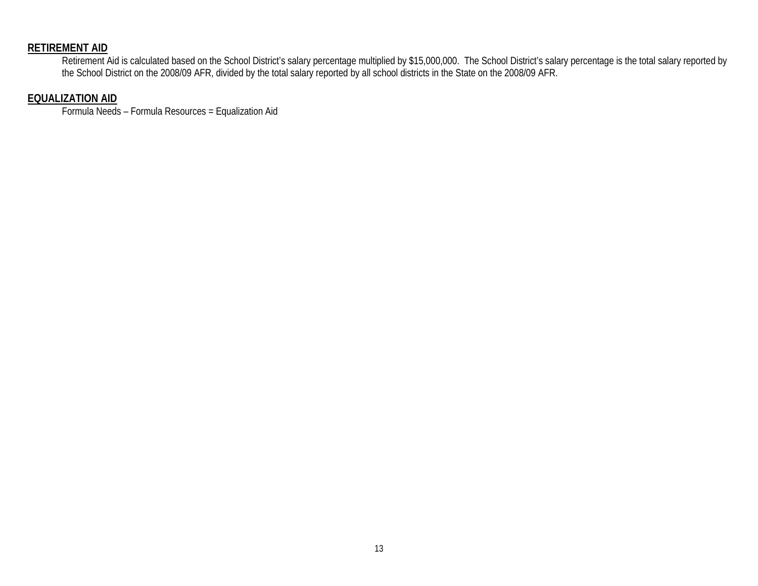## RETIREMENT AID

Retirement Aid is calculated based on the School District's salary percentage multiplied by $15,000,000. The School District's salary percentage is the total salary reported by the School District on the 2008/09 AFR, divided by the total salary reported by all school districts in the State on the 2008/09 AFR.

## EQUALIZATION AID

Formula Needs – Formula Resources = Equalization Aid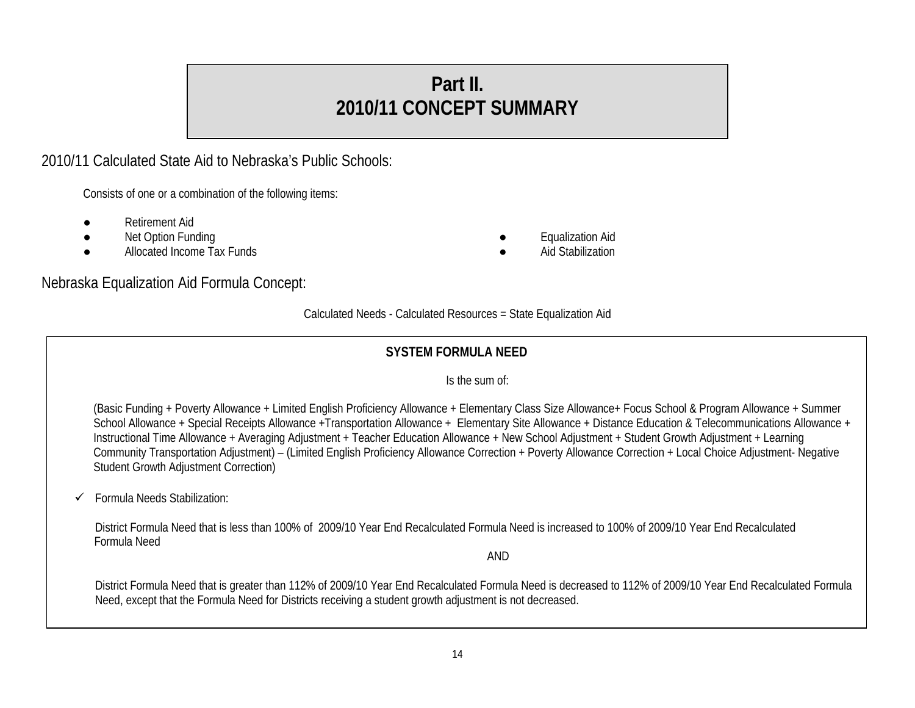# Part II.
# 2010/11 CONCEPT SUMMARY

## 2010/11 Calculated State Aid to Nebraska's Public Schools:

Consists of one or a combination of the following items:

- Retirement Aid
- Net Option Funding
- Allocated Income Tax Funds
- Equalization Aid
- Aid Stabilization

## Nebraska Equalization Aid Formula Concept:

Calculated Needs - Calculated Resources = State Equalization Aid

### SYSTEM FORMULA NEED

Is the sum of:

(Basic Funding + Poverty Allowance + Limited English Proficiency Allowance + Elementary Class Size Allowance+ Focus School & Program Allowance + Summer School Allowance + Special Receipts Allowance +Transportation Allowance + Elementary Site Allowance + Distance Education & Telecommunications Allowance + Instructional Time Allowance + Averaging Adjustment + Teacher Education Allowance + New School Adjustment + Student Growth Adjustment + Learning Community Transportation Adjustment) – (Limited English Proficiency Allowance Correction + Poverty Allowance Correction + Local Choice Adjustment- Negative Student Growth Adjustment Correction)

✓ Formula Needs Stabilization:

District Formula Need that is less than 100% of 2009/10 Year End Recalculated Formula Need is increased to 100% of 2009/10 Year End Recalculated Formula Need

AND

District Formula Need that is greater than 112% of 2009/10 Year End Recalculated Formula Need is decreased to 112% of 2009/10 Year End Recalculated Formula Need, except that the Formula Need for Districts receiving a student growth adjustment is not decreased.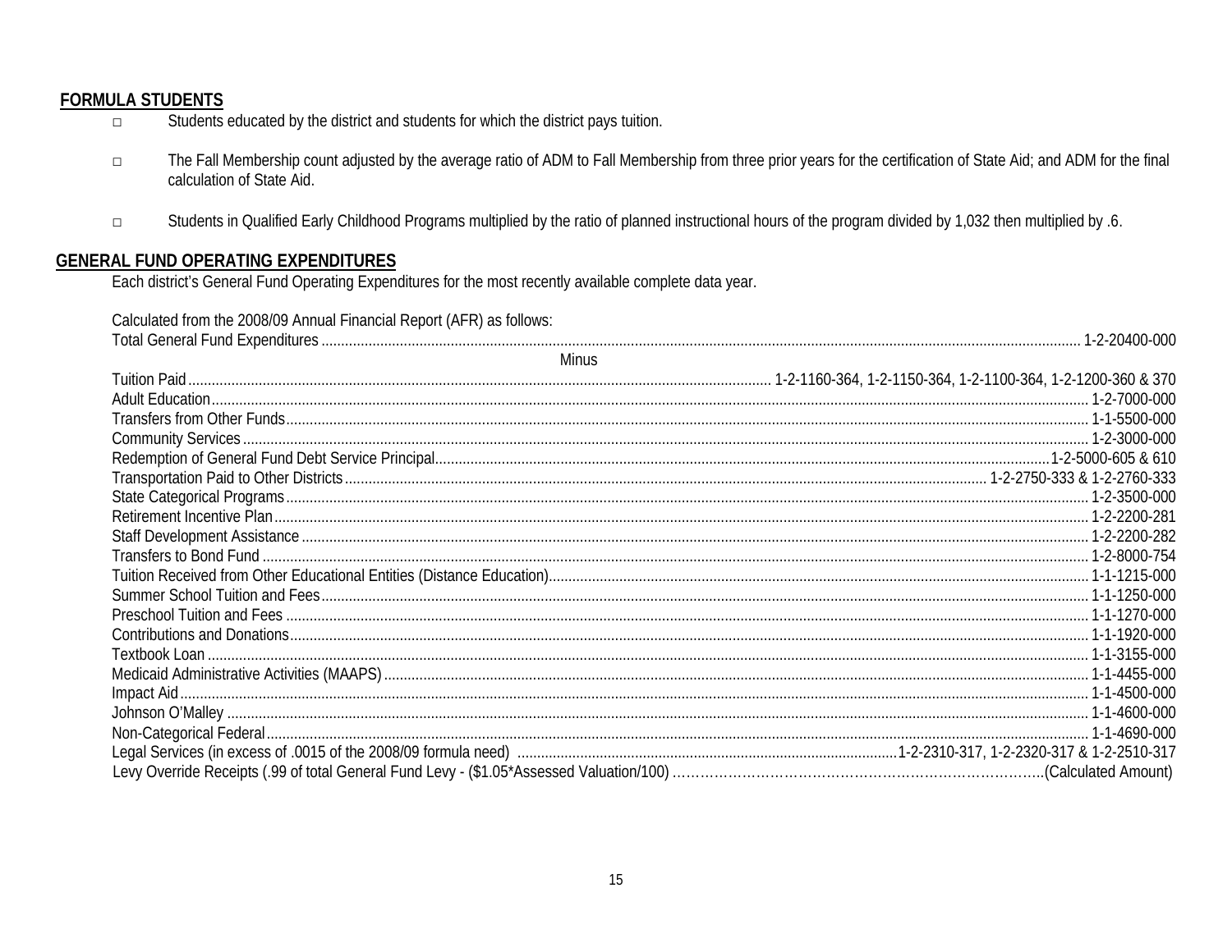## FORMULA STUDENTS

- Students educated by the district and students for which the district pays tuition.
- The Fall Membership count adjusted by the average ratio of ADM to Fall Membership from three prior years for the certification of State Aid; and ADM for the final calculation of State Aid.
- Students in Qualified Early Childhood Programs multiplied by the ratio of planned instructional hours of the program divided by 1,032 then multiplied by .6.

## GENERAL FUND OPERATING EXPENDITURES

Each district's General Fund Operating Expenditures for the most recently available complete data year.

Calculated from the 2008/09 Annual Financial Report (AFR) as follows:

| Item | Account |
|---|---|
| Total General Fund Expenditures | 1-2-20400-000 |
| Minus | |
| Tuition Paid | 1-2-1160-364, 1-2-1150-364, 1-2-1100-364, 1-2-1200-360 & 370 |
| Adult Education | 1-2-7000-000 |
| Transfers from Other Funds | 1-1-5500-000 |
| Community Services | 1-2-3000-000 |
| Redemption of General Fund Debt Service Principal | 1-2-5000-605 & 610 |
| Transportation Paid to Other Districts | 1-2-2750-333 & 1-2-2760-333 |
| State Categorical Programs | 1-2-3500-000 |
| Retirement Incentive Plan | 1-2-2200-281 |
| Staff Development Assistance | 1-2-2200-282 |
| Transfers to Bond Fund | 1-2-8000-754 |
| Tuition Received from Other Educational Entities (Distance Education) | 1-1-1215-000 |
| Summer School Tuition and Fees | 1-1-1250-000 |
| Preschool Tuition and Fees | 1-1-1270-000 |
| Contributions and Donations | 1-1-1920-000 |
| Textbook Loan | 1-1-3155-000 |
| Medicaid Administrative Activities (MAAPS) | 1-1-4455-000 |
| Impact Aid | 1-1-4500-000 |
| Johnson O'Malley | 1-1-4600-000 |
| Non-Categorical Federal | 1-1-4690-000 |
| Legal Services (in excess of .0015 of the 2008/09 formula need) | 1-2-2310-317, 1-2-2320-317 & 1-2-2510-317 |
| Levy Override Receipts (.99 of total General Fund Levy - ($1.05*Assessed Valuation/100) | (Calculated Amount) |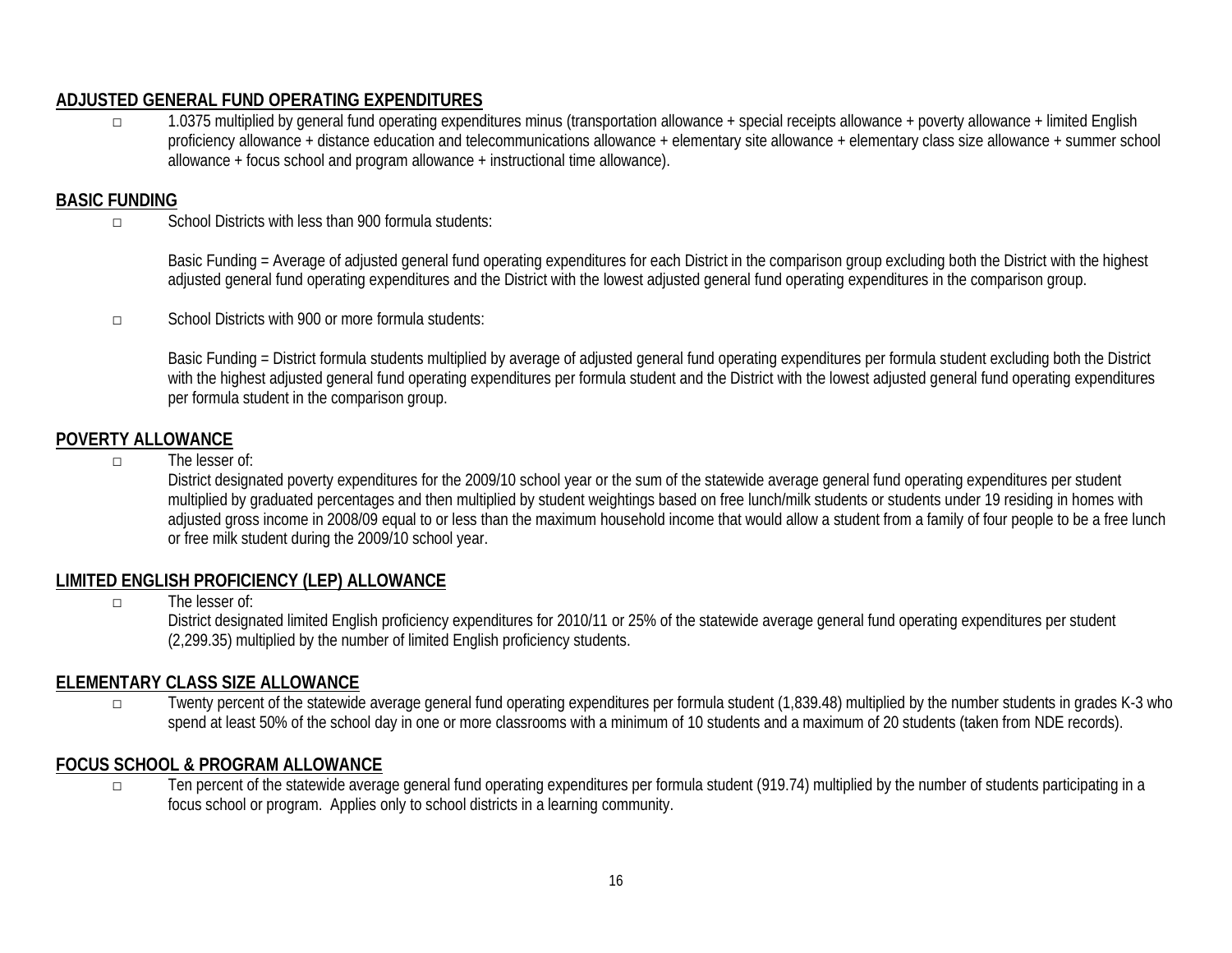## ADJUSTED GENERAL FUND OPERATING EXPENDITURES

- 1.0375 multiplied by general fund operating expenditures minus (transportation allowance + special receipts allowance + poverty allowance + limited English proficiency allowance + distance education and telecommunications allowance + elementary site allowance + elementary class size allowance + summer school allowance + focus school and program allowance + instructional time allowance).

## BASIC FUNDING

- School Districts with less than 900 formula students:

  Basic Funding = Average of adjusted general fund operating expenditures for each District in the comparison group excluding both the District with the highest adjusted general fund operating expenditures and the District with the lowest adjusted general fund operating expenditures in the comparison group.

- School Districts with 900 or more formula students:

  Basic Funding = District formula students multiplied by average of adjusted general fund operating expenditures per formula student excluding both the District with the highest adjusted general fund operating expenditures per formula student and the District with the lowest adjusted general fund operating expenditures per formula student in the comparison group.

## POVERTY ALLOWANCE

- The lesser of:
  District designated poverty expenditures for the 2009/10 school year or the sum of the statewide average general fund operating expenditures per student multiplied by graduated percentages and then multiplied by student weightings based on free lunch/milk students or students under 19 residing in homes with adjusted gross income in 2008/09 equal to or less than the maximum household income that would allow a student from a family of four people to be a free lunch or free milk student during the 2009/10 school year.

## LIMITED ENGLISH PROFICIENCY (LEP) ALLOWANCE

- The lesser of:
  District designated limited English proficiency expenditures for 2010/11 or 25% of the statewide average general fund operating expenditures per student (2,299.35) multiplied by the number of limited English proficiency students.

## ELEMENTARY CLASS SIZE ALLOWANCE

- Twenty percent of the statewide average general fund operating expenditures per formula student (1,839.48) multiplied by the number students in grades K-3 who spend at least 50% of the school day in one or more classrooms with a minimum of 10 students and a maximum of 20 students (taken from NDE records).

## FOCUS SCHOOL & PROGRAM ALLOWANCE

- Ten percent of the statewide average general fund operating expenditures per formula student (919.74) multiplied by the number of students participating in a focus school or program. Applies only to school districts in a learning community.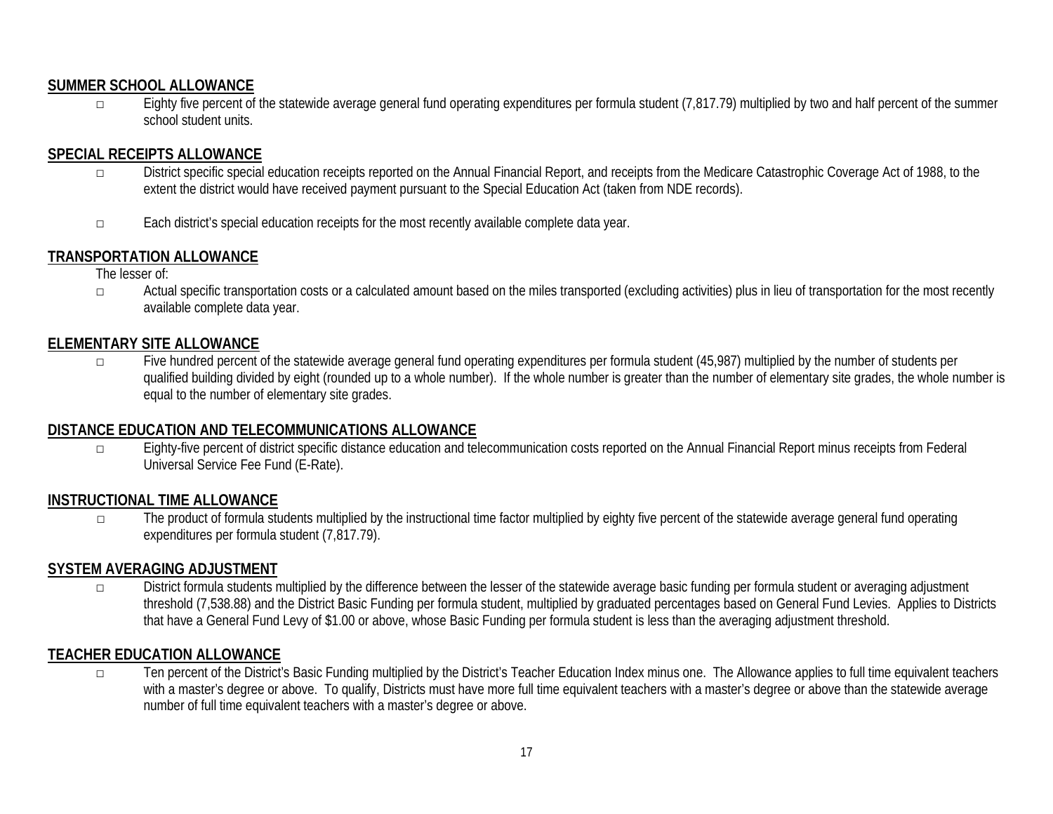## SUMMER SCHOOL ALLOWANCE

- Eighty five percent of the statewide average general fund operating expenditures per formula student (7,817.79) multiplied by two and half percent of the summer school student units.

## SPECIAL RECEIPTS ALLOWANCE

- District specific special education receipts reported on the Annual Financial Report, and receipts from the Medicare Catastrophic Coverage Act of 1988, to the extent the district would have received payment pursuant to the Special Education Act (taken from NDE records).
- Each district's special education receipts for the most recently available complete data year.

## TRANSPORTATION ALLOWANCE

The lesser of:

- Actual specific transportation costs or a calculated amount based on the miles transported (excluding activities) plus in lieu of transportation for the most recently available complete data year.

## ELEMENTARY SITE ALLOWANCE

- Five hundred percent of the statewide average general fund operating expenditures per formula student (45,987) multiplied by the number of students per qualified building divided by eight (rounded up to a whole number). If the whole number is greater than the number of elementary site grades, the whole number is equal to the number of elementary site grades.

## DISTANCE EDUCATION AND TELECOMMUNICATIONS ALLOWANCE

- Eighty-five percent of district specific distance education and telecommunication costs reported on the Annual Financial Report minus receipts from Federal Universal Service Fee Fund (E-Rate).

## INSTRUCTIONAL TIME ALLOWANCE

- The product of formula students multiplied by the instructional time factor multiplied by eighty five percent of the statewide average general fund operating expenditures per formula student (7,817.79).

## SYSTEM AVERAGING ADJUSTMENT

- District formula students multiplied by the difference between the lesser of the statewide average basic funding per formula student or averaging adjustment threshold (7,538.88) and the District Basic Funding per formula student, multiplied by graduated percentages based on General Fund Levies. Applies to Districts that have a General Fund Levy of $1.00 or above, whose Basic Funding per formula student is less than the averaging adjustment threshold.

## TEACHER EDUCATION ALLOWANCE

- Ten percent of the District's Basic Funding multiplied by the District's Teacher Education Index minus one. The Allowance applies to full time equivalent teachers with a master's degree or above. To qualify, Districts must have more full time equivalent teachers with a master's degree or above than the statewide average number of full time equivalent teachers with a master's degree or above.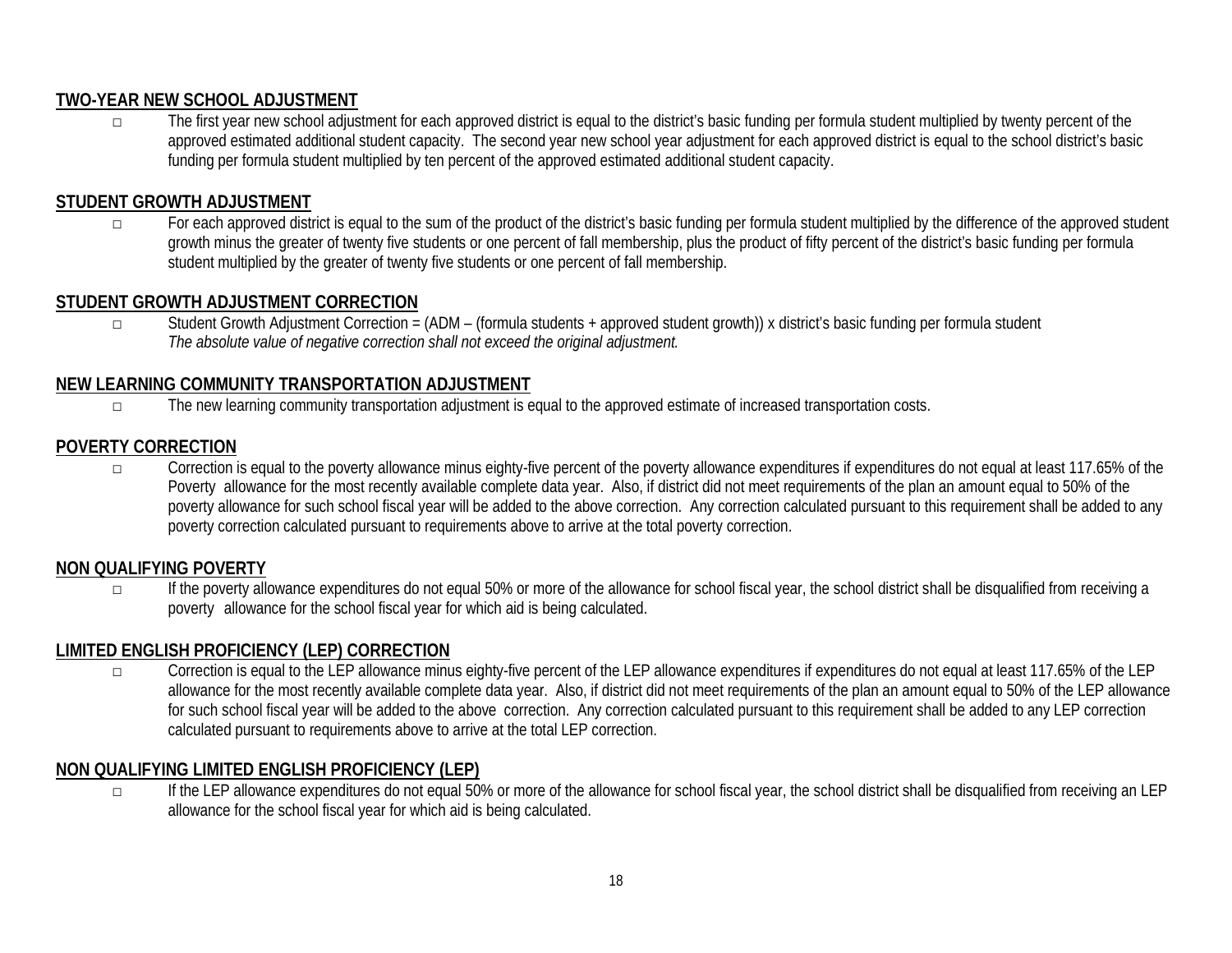## TWO-YEAR NEW SCHOOL ADJUSTMENT

- The first year new school adjustment for each approved district is equal to the district's basic funding per formula student multiplied by twenty percent of the approved estimated additional student capacity. The second year new school year adjustment for each approved district is equal to the school district's basic funding per formula student multiplied by ten percent of the approved estimated additional student capacity.

## STUDENT GROWTH ADJUSTMENT

- For each approved district is equal to the sum of the product of the district's basic funding per formula student multiplied by the difference of the approved student growth minus the greater of twenty five students or one percent of fall membership, plus the product of fifty percent of the district's basic funding per formula student multiplied by the greater of twenty five students or one percent of fall membership.

## STUDENT GROWTH ADJUSTMENT CORRECTION

- Student Growth Adjustment Correction = (ADM – (formula students + approved student growth)) x district's basic funding per formula student
  *The absolute value of negative correction shall not exceed the original adjustment.*

## NEW LEARNING COMMUNITY TRANSPORTATION ADJUSTMENT

- The new learning community transportation adjustment is equal to the approved estimate of increased transportation costs.

## POVERTY CORRECTION

- Correction is equal to the poverty allowance minus eighty-five percent of the poverty allowance expenditures if expenditures do not equal at least 117.65% of the Poverty allowance for the most recently available complete data year. Also, if district did not meet requirements of the plan an amount equal to 50% of the poverty allowance for such school fiscal year will be added to the above correction. Any correction calculated pursuant to this requirement shall be added to any poverty correction calculated pursuant to requirements above to arrive at the total poverty correction.

## NON QUALIFYING POVERTY

- If the poverty allowance expenditures do not equal 50% or more of the allowance for school fiscal year, the school district shall be disqualified from receiving a poverty allowance for the school fiscal year for which aid is being calculated.

## LIMITED ENGLISH PROFICIENCY (LEP) CORRECTION

- Correction is equal to the LEP allowance minus eighty-five percent of the LEP allowance expenditures if expenditures do not equal at least 117.65% of the LEP allowance for the most recently available complete data year. Also, if district did not meet requirements of the plan an amount equal to 50% of the LEP allowance for such school fiscal year will be added to the above correction. Any correction calculated pursuant to this requirement shall be added to any LEP correction calculated pursuant to requirements above to arrive at the total LEP correction.

## NON QUALIFYING LIMITED ENGLISH PROFICIENCY (LEP)

- If the LEP allowance expenditures do not equal 50% or more of the allowance for school fiscal year, the school district shall be disqualified from receiving an LEP allowance for the school fiscal year for which aid is being calculated.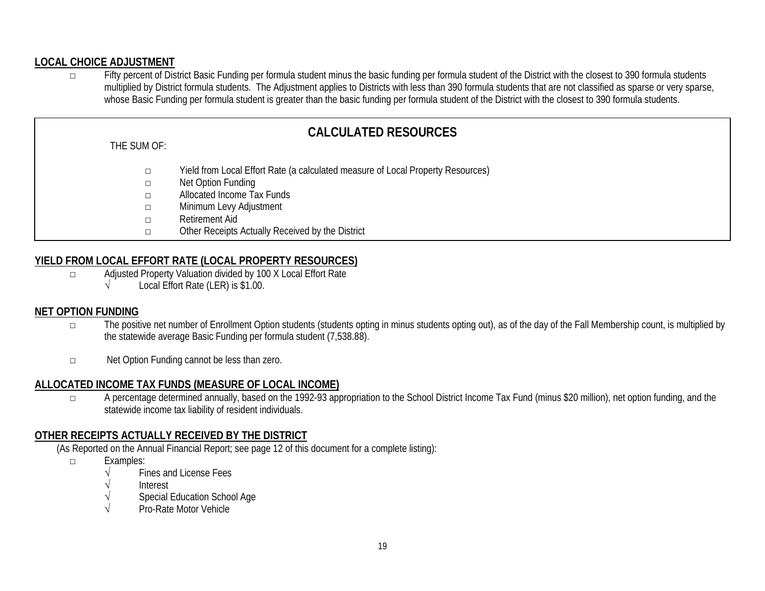## LOCAL CHOICE ADJUSTMENT

- Fifty percent of District Basic Funding per formula student minus the basic funding per formula student of the District with the closest to 390 formula students multiplied by District formula students. The Adjustment applies to Districts with less than 390 formula students that are not classified as sparse or very sparse, whose Basic Funding per formula student is greater than the basic funding per formula student of the District with the closest to 390 formula students.

## CALCULATED RESOURCES

THE SUM OF:

- Yield from Local Effort Rate (a calculated measure of Local Property Resources)
- Net Option Funding
- Allocated Income Tax Funds
- Minimum Levy Adjustment
- Retirement Aid
- Other Receipts Actually Received by the District

## YIELD FROM LOCAL EFFORT RATE (LOCAL PROPERTY RESOURCES)

- Adjusted Property Valuation divided by 100 X Local Effort Rate
  - √ Local Effort Rate (LER) is $1.00.

## NET OPTION FUNDING

- The positive net number of Enrollment Option students (students opting in minus students opting out), as of the day of the Fall Membership count, is multiplied by the statewide average Basic Funding per formula student (7,538.88).
- Net Option Funding cannot be less than zero.

## ALLOCATED INCOME TAX FUNDS (MEASURE OF LOCAL INCOME)

- A percentage determined annually, based on the 1992-93 appropriation to the School District Income Tax Fund (minus $20 million), net option funding, and the statewide income tax liability of resident individuals.

## OTHER RECEIPTS ACTUALLY RECEIVED BY THE DISTRICT

(As Reported on the Annual Financial Report; see page 12 of this document for a complete listing):

- Examples:
  - √ Fines and License Fees
  - √ Interest
  - √ Special Education School Age
  - √ Pro-Rate Motor Vehicle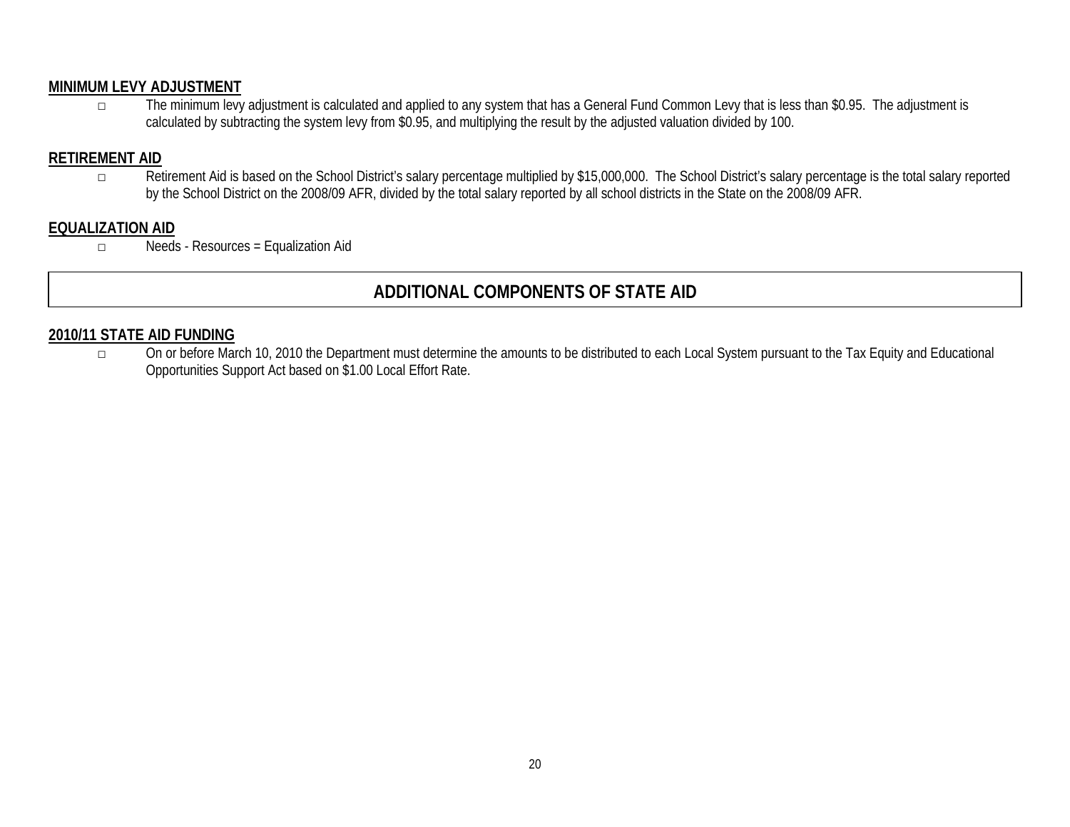**MINIMUM LEVY ADJUSTMENT**

- The minimum levy adjustment is calculated and applied to any system that has a General Fund Common Levy that is less than $0.95. The adjustment is calculated by subtracting the system levy from $0.95, and multiplying the result by the adjusted valuation divided by 100.

**RETIREMENT AID**

- Retirement Aid is based on the School District's salary percentage multiplied by $15,000,000. The School District's salary percentage is the total salary reported by the School District on the 2008/09 AFR, divided by the total salary reported by all school districts in the State on the 2008/09 AFR.

**EQUALIZATION AID**

- Needs - Resources = Equalization Aid

## ADDITIONAL COMPONENTS OF STATE AID

**2010/11 STATE AID FUNDING**

- On or before March 10, 2010 the Department must determine the amounts to be distributed to each Local System pursuant to the Tax Equity and Educational Opportunities Support Act based on $1.00 Local Effort Rate.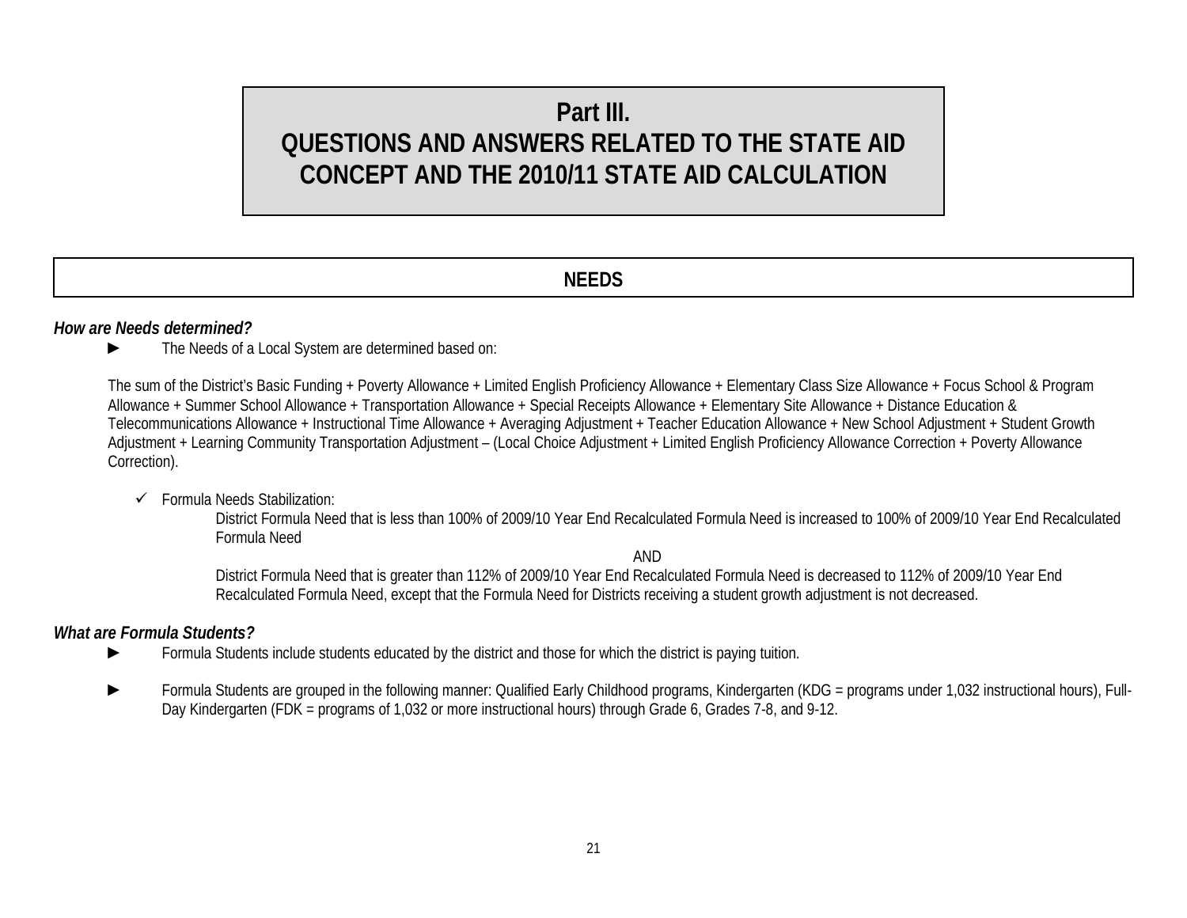# Part III.
# QUESTIONS AND ANSWERS RELATED TO THE STATE AID CONCEPT AND THE 2010/11 STATE AID CALCULATION

## NEEDS

***How are Needs determined?***

► The Needs of a Local System are determined based on:

The sum of the District's Basic Funding + Poverty Allowance + Limited English Proficiency Allowance + Elementary Class Size Allowance + Focus School & Program Allowance + Summer School Allowance + Transportation Allowance + Special Receipts Allowance + Elementary Site Allowance + Distance Education & Telecommunications Allowance + Instructional Time Allowance + Averaging Adjustment + Teacher Education Allowance + New School Adjustment + Student Growth Adjustment + Learning Community Transportation Adjustment – (Local Choice Adjustment + Limited English Proficiency Allowance Correction + Poverty Allowance Correction).

- ✓ Formula Needs Stabilization:

  District Formula Need that is less than 100% of 2009/10 Year End Recalculated Formula Need is increased to 100% of 2009/10 Year End Recalculated Formula Need

  AND

  District Formula Need that is greater than 112% of 2009/10 Year End Recalculated Formula Need is decreased to 112% of 2009/10 Year End Recalculated Formula Need, except that the Formula Need for Districts receiving a student growth adjustment is not decreased.

***What are Formula Students?***

► Formula Students include students educated by the district and those for which the district is paying tuition.

► Formula Students are grouped in the following manner: Qualified Early Childhood programs, Kindergarten (KDG = programs under 1,032 instructional hours), Full-Day Kindergarten (FDK = programs of 1,032 or more instructional hours) through Grade 6, Grades 7-8, and 9-12.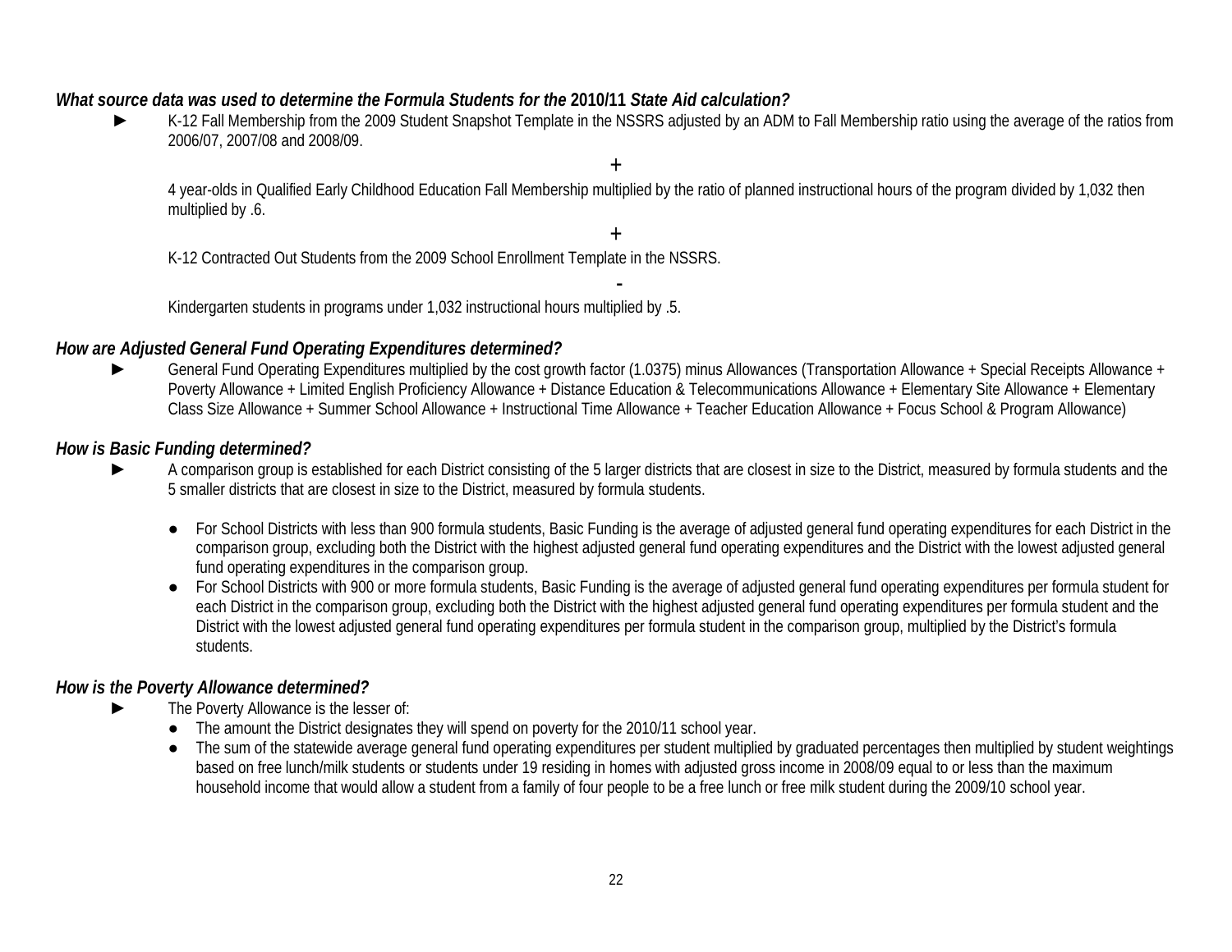### *What source data was used to determine the Formula Students for the* **2010/11** *State Aid calculation?*

- K-12 Fall Membership from the 2009 Student Snapshot Template in the NSSRS adjusted by an ADM to Fall Membership ratio using the average of the ratios from 2006/07, 2007/08 and 2008/09.

  +

  4 year-olds in Qualified Early Childhood Education Fall Membership multiplied by the ratio of planned instructional hours of the program divided by 1,032 then multiplied by .6.

  +

  K-12 Contracted Out Students from the 2009 School Enrollment Template in the NSSRS.

  -

  Kindergarten students in programs under 1,032 instructional hours multiplied by .5.

### *How are Adjusted General Fund Operating Expenditures determined?*

- General Fund Operating Expenditures multiplied by the cost growth factor (1.0375) minus Allowances (Transportation Allowance + Special Receipts Allowance + Poverty Allowance + Limited English Proficiency Allowance + Distance Education & Telecommunications Allowance + Elementary Site Allowance + Elementary Class Size Allowance + Summer School Allowance + Instructional Time Allowance + Teacher Education Allowance + Focus School & Program Allowance)

### *How is Basic Funding determined?*

- A comparison group is established for each District consisting of the 5 larger districts that are closest in size to the District, measured by formula students and the 5 smaller districts that are closest in size to the District, measured by formula students.

  - For School Districts with less than 900 formula students, Basic Funding is the average of adjusted general fund operating expenditures for each District in the comparison group, excluding both the District with the highest adjusted general fund operating expenditures and the District with the lowest adjusted general fund operating expenditures in the comparison group.
  - For School Districts with 900 or more formula students, Basic Funding is the average of adjusted general fund operating expenditures per formula student for each District in the comparison group, excluding both the District with the highest adjusted general fund operating expenditures per formula student and the District with the lowest adjusted general fund operating expenditures per formula student in the comparison group, multiplied by the District's formula students.

### *How is the Poverty Allowance determined?*

- The Poverty Allowance is the lesser of:
  - The amount the District designates they will spend on poverty for the 2010/11 school year.
  - The sum of the statewide average general fund operating expenditures per student multiplied by graduated percentages then multiplied by student weightings based on free lunch/milk students or students under 19 residing in homes with adjusted gross income in 2008/09 equal to or less than the maximum household income that would allow a student from a family of four people to be a free lunch or free milk student during the 2009/10 school year.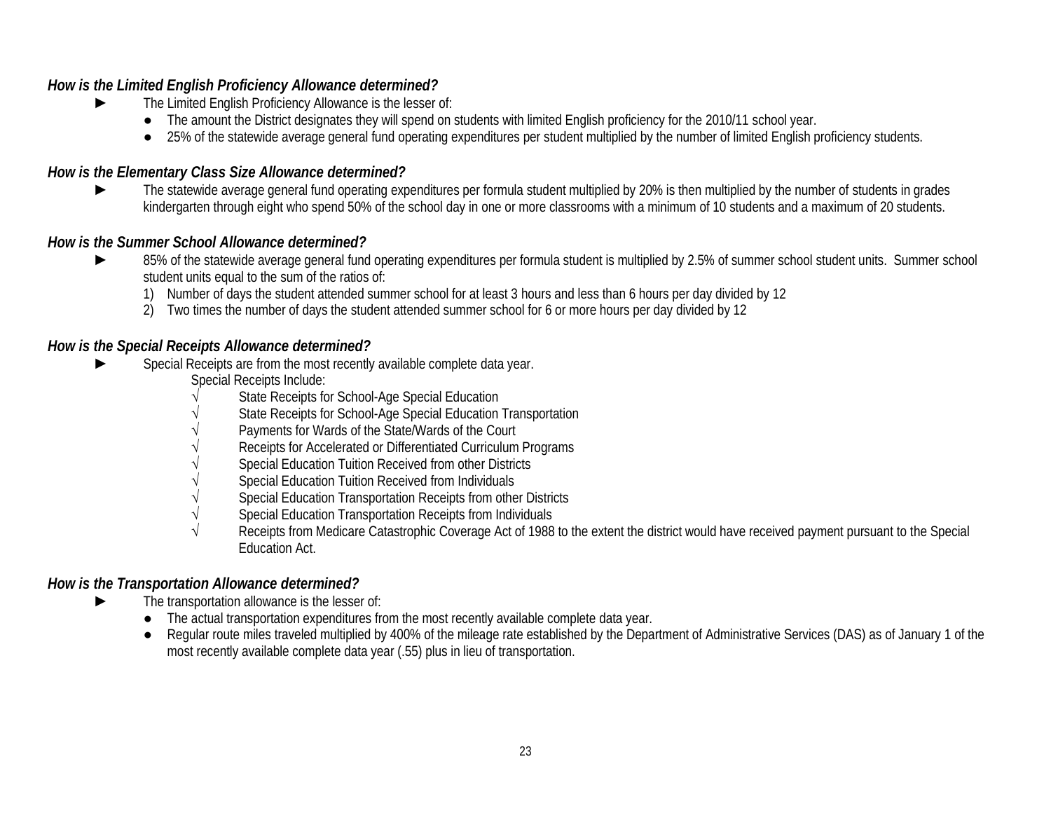***How is the Limited English Proficiency Allowance determined?***

- The Limited English Proficiency Allowance is the lesser of:
  - The amount the District designates they will spend on students with limited English proficiency for the 2010/11 school year.
  - 25% of the statewide average general fund operating expenditures per student multiplied by the number of limited English proficiency students.

***How is the Elementary Class Size Allowance determined?***

- The statewide average general fund operating expenditures per formula student multiplied by 20% is then multiplied by the number of students in grades kindergarten through eight who spend 50% of the school day in one or more classrooms with a minimum of 10 students and a maximum of 20 students.

***How is the Summer School Allowance determined?***

- 85% of the statewide average general fund operating expenditures per formula student is multiplied by 2.5% of summer school student units. Summer school student units equal to the sum of the ratios of:
  1) Number of days the student attended summer school for at least 3 hours and less than 6 hours per day divided by 12
  2) Two times the number of days the student attended summer school for 6 or more hours per day divided by 12

***How is the Special Receipts Allowance determined?***

- Special Receipts are from the most recently available complete data year.

  Special Receipts Include:
  - √ State Receipts for School-Age Special Education
  - √ State Receipts for School-Age Special Education Transportation
  - √ Payments for Wards of the State/Wards of the Court
  - √ Receipts for Accelerated or Differentiated Curriculum Programs
  - √ Special Education Tuition Received from other Districts
  - √ Special Education Tuition Received from Individuals
  - √ Special Education Transportation Receipts from other Districts
  - √ Special Education Transportation Receipts from Individuals
  - √ Receipts from Medicare Catastrophic Coverage Act of 1988 to the extent the district would have received payment pursuant to the Special Education Act.

***How is the Transportation Allowance determined?***

- The transportation allowance is the lesser of:
  - The actual transportation expenditures from the most recently available complete data year.
  - Regular route miles traveled multiplied by 400% of the mileage rate established by the Department of Administrative Services (DAS) as of January 1 of the most recently available complete data year (.55) plus in lieu of transportation.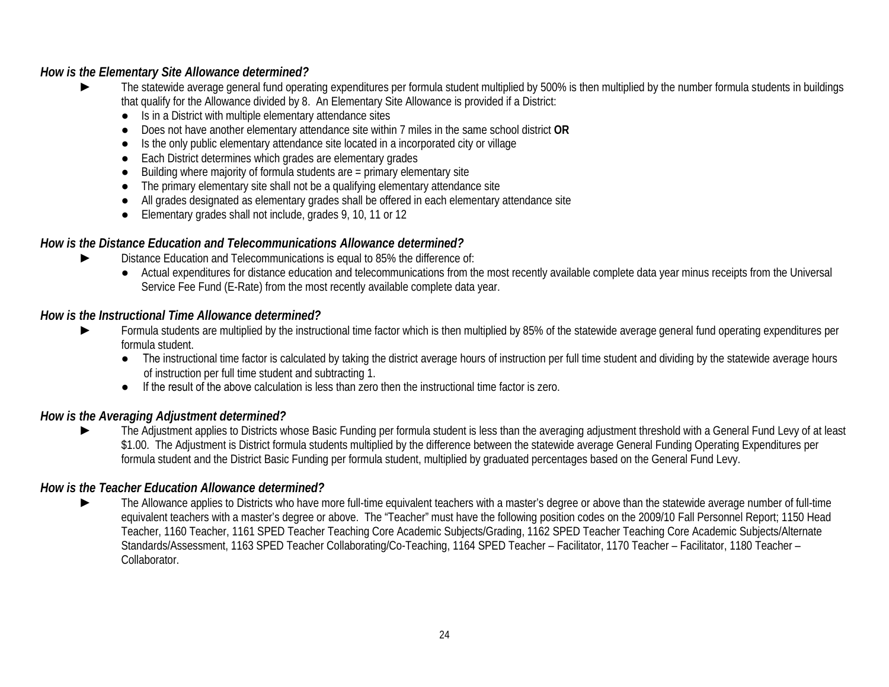***How is the Elementary Site Allowance determined?***

- ► The statewide average general fund operating expenditures per formula student multiplied by 500% is then multiplied by the number formula students in buildings that qualify for the Allowance divided by 8. An Elementary Site Allowance is provided if a District:
  - Is in a District with multiple elementary attendance sites
  - Does not have another elementary attendance site within 7 miles in the same school district **OR**
  - Is the only public elementary attendance site located in a incorporated city or village
  - Each District determines which grades are elementary grades
  - Building where majority of formula students are = primary elementary site
  - The primary elementary site shall not be a qualifying elementary attendance site
  - All grades designated as elementary grades shall be offered in each elementary attendance site
  - Elementary grades shall not include, grades 9, 10, 11 or 12

***How is the Distance Education and Telecommunications Allowance determined?***

- ► Distance Education and Telecommunications is equal to 85% the difference of:
  - Actual expenditures for distance education and telecommunications from the most recently available complete data year minus receipts from the Universal Service Fee Fund (E-Rate) from the most recently available complete data year.

***How is the Instructional Time Allowance determined?***

- ► Formula students are multiplied by the instructional time factor which is then multiplied by 85% of the statewide average general fund operating expenditures per formula student.
  - The instructional time factor is calculated by taking the district average hours of instruction per full time student and dividing by the statewide average hours of instruction per full time student and subtracting 1.
  - If the result of the above calculation is less than zero then the instructional time factor is zero.

***How is the Averaging Adjustment determined?***

- ► The Adjustment applies to Districts whose Basic Funding per formula student is less than the averaging adjustment threshold with a General Fund Levy of at least $1.00. The Adjustment is District formula students multiplied by the difference between the statewide average General Funding Operating Expenditures per formula student and the District Basic Funding per formula student, multiplied by graduated percentages based on the General Fund Levy.

***How is the Teacher Education Allowance determined?***

- ► The Allowance applies to Districts who have more full-time equivalent teachers with a master's degree or above than the statewide average number of full-time equivalent teachers with a master's degree or above. The "Teacher" must have the following position codes on the 2009/10 Fall Personnel Report; 1150 Head Teacher, 1160 Teacher, 1161 SPED Teacher Teaching Core Academic Subjects/Grading, 1162 SPED Teacher Teaching Core Academic Subjects/Alternate Standards/Assessment, 1163 SPED Teacher Collaborating/Co-Teaching, 1164 SPED Teacher – Facilitator, 1170 Teacher – Facilitator, 1180 Teacher – Collaborator.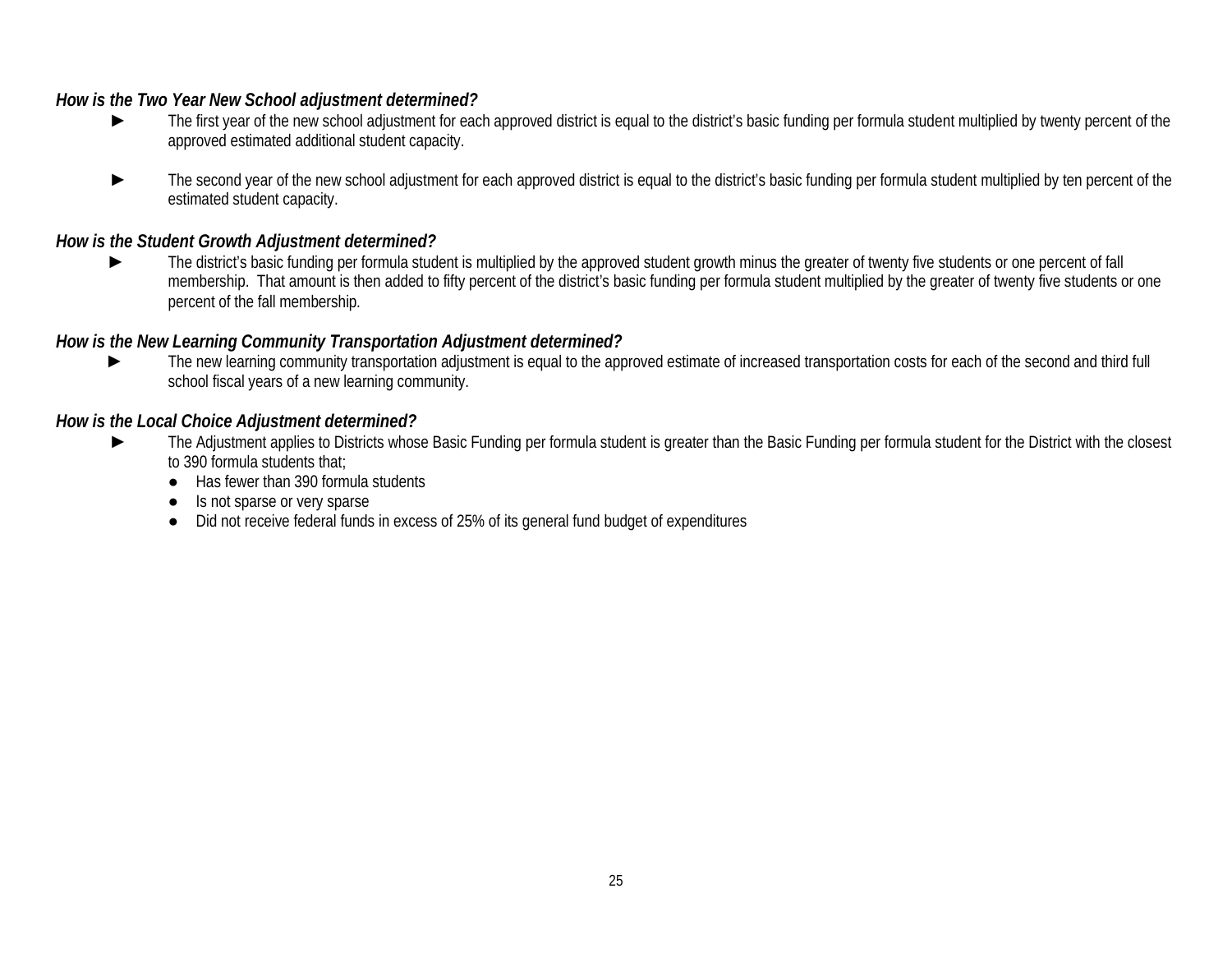### *How is the Two Year New School adjustment determined?*

- ► The first year of the new school adjustment for each approved district is equal to the district's basic funding per formula student multiplied by twenty percent of the approved estimated additional student capacity.

- ► The second year of the new school adjustment for each approved district is equal to the district's basic funding per formula student multiplied by ten percent of the estimated student capacity.

### *How is the Student Growth Adjustment determined?*

- ► The district's basic funding per formula student is multiplied by the approved student growth minus the greater of twenty five students or one percent of fall membership. That amount is then added to fifty percent of the district's basic funding per formula student multiplied by the greater of twenty five students or one percent of the fall membership.

### *How is the New Learning Community Transportation Adjustment determined?*

- ► The new learning community transportation adjustment is equal to the approved estimate of increased transportation costs for each of the second and third full school fiscal years of a new learning community.

### *How is the Local Choice Adjustment determined?*

- ► The Adjustment applies to Districts whose Basic Funding per formula student is greater than the Basic Funding per formula student for the District with the closest to 390 formula students that;
  - Has fewer than 390 formula students
  - Is not sparse or very sparse
  - Did not receive federal funds in excess of 25% of its general fund budget of expenditures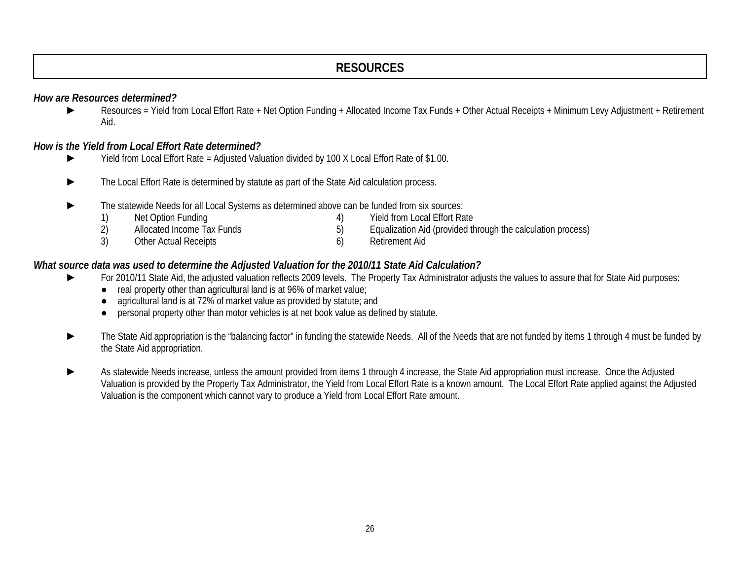# RESOURCES

***How are Resources determined?***

- ► Resources = Yield from Local Effort Rate + Net Option Funding + Allocated Income Tax Funds + Other Actual Receipts + Minimum Levy Adjustment + Retirement Aid.

***How is the Yield from Local Effort Rate determined?***

- ► Yield from Local Effort Rate = Adjusted Valuation divided by 100 X Local Effort Rate of $1.00.

- ► The Local Effort Rate is determined by statute as part of the State Aid calculation process.

- ► The statewide Needs for all Local Systems as determined above can be funded from six sources:
  1) Net Option Funding
  2) Allocated Income Tax Funds
  3) Other Actual Receipts
  4) Yield from Local Effort Rate
  5) Equalization Aid (provided through the calculation process)
  6) Retirement Aid

***What source data was used to determine the Adjusted Valuation for the 2010/11 State Aid Calculation?***

- ► For 2010/11 State Aid, the adjusted valuation reflects 2009 levels. The Property Tax Administrator adjusts the values to assure that for State Aid purposes:
  - real property other than agricultural land is at 96% of market value;
  - agricultural land is at 72% of market value as provided by statute; and
  - personal property other than motor vehicles is at net book value as defined by statute.

- ► The State Aid appropriation is the "balancing factor" in funding the statewide Needs. All of the Needs that are not funded by items 1 through 4 must be funded by the State Aid appropriation.

- ► As statewide Needs increase, unless the amount provided from items 1 through 4 increase, the State Aid appropriation must increase. Once the Adjusted Valuation is provided by the Property Tax Administrator, the Yield from Local Effort Rate is a known amount. The Local Effort Rate applied against the Adjusted Valuation is the component which cannot vary to produce a Yield from Local Effort Rate amount.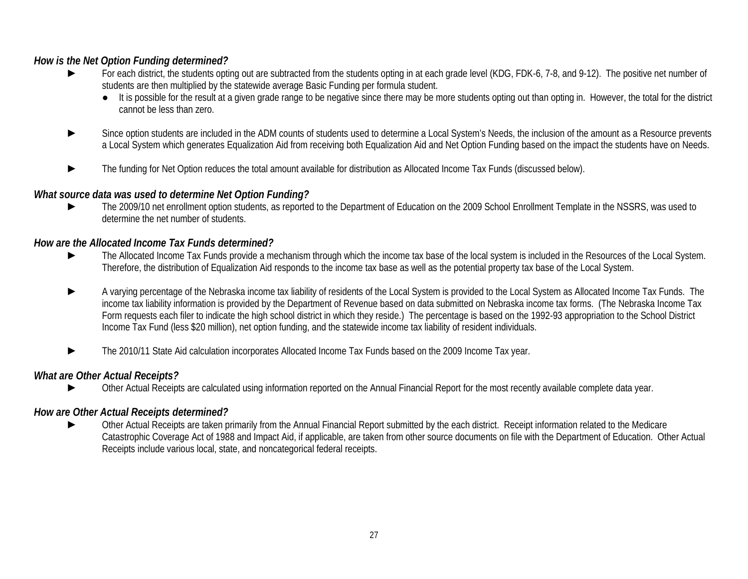### *How is the Net Option Funding determined?*

- For each district, the students opting out are subtracted from the students opting in at each grade level (KDG, FDK-6, 7-8, and 9-12). The positive net number of students are then multiplied by the statewide average Basic Funding per formula student.
  - It is possible for the result at a given grade range to be negative since there may be more students opting out than opting in. However, the total for the district cannot be less than zero.

- Since option students are included in the ADM counts of students used to determine a Local System's Needs, the inclusion of the amount as a Resource prevents a Local System which generates Equalization Aid from receiving both Equalization Aid and Net Option Funding based on the impact the students have on Needs.

- The funding for Net Option reduces the total amount available for distribution as Allocated Income Tax Funds (discussed below).

### *What source data was used to determine Net Option Funding?*

- The 2009/10 net enrollment option students, as reported to the Department of Education on the 2009 School Enrollment Template in the NSSRS, was used to determine the net number of students.

### *How are the Allocated Income Tax Funds determined?*

- The Allocated Income Tax Funds provide a mechanism through which the income tax base of the local system is included in the Resources of the Local System. Therefore, the distribution of Equalization Aid responds to the income tax base as well as the potential property tax base of the Local System.

- A varying percentage of the Nebraska income tax liability of residents of the Local System is provided to the Local System as Allocated Income Tax Funds. The income tax liability information is provided by the Department of Revenue based on data submitted on Nebraska income tax forms. (The Nebraska Income Tax Form requests each filer to indicate the high school district in which they reside.) The percentage is based on the 1992-93 appropriation to the School District Income Tax Fund (less $20 million), net option funding, and the statewide income tax liability of resident individuals.

- The 2010/11 State Aid calculation incorporates Allocated Income Tax Funds based on the 2009 Income Tax year.

### *What are Other Actual Receipts?*

- Other Actual Receipts are calculated using information reported on the Annual Financial Report for the most recently available complete data year.

### *How are Other Actual Receipts determined?*

- Other Actual Receipts are taken primarily from the Annual Financial Report submitted by the each district. Receipt information related to the Medicare Catastrophic Coverage Act of 1988 and Impact Aid, if applicable, are taken from other source documents on file with the Department of Education. Other Actual Receipts include various local, state, and noncategorical federal receipts.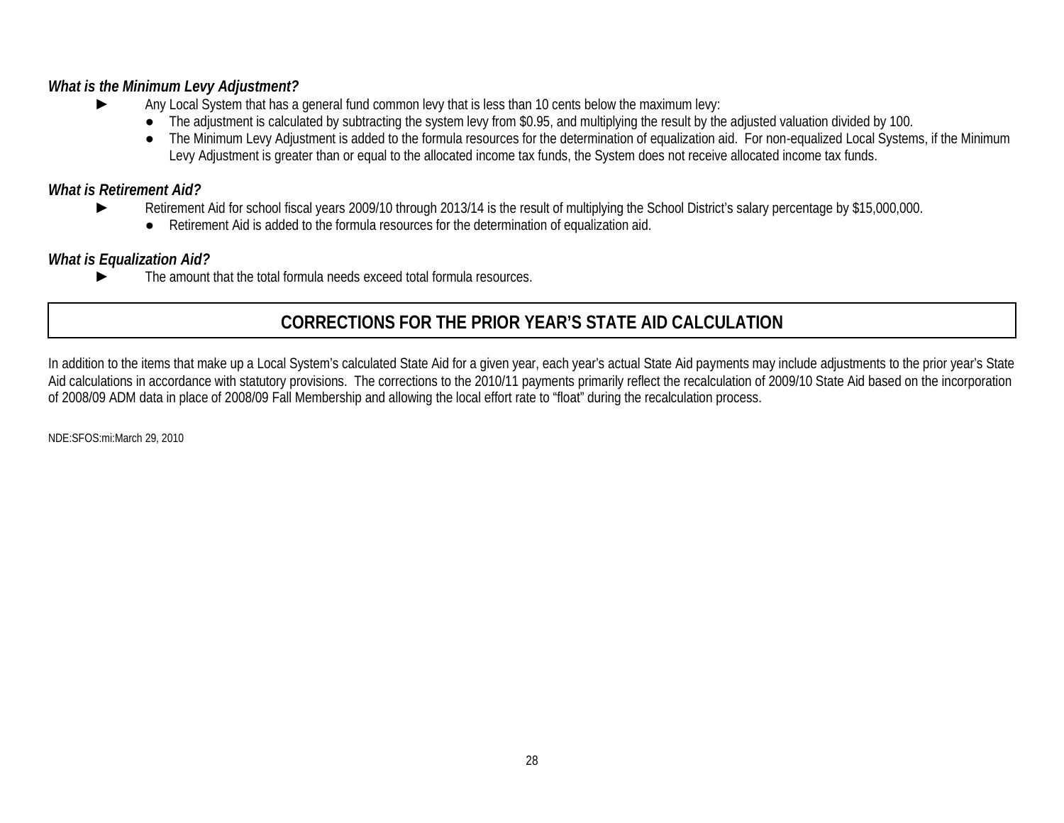***What is the Minimum Levy Adjustment?***

- ► Any Local System that has a general fund common levy that is less than 10 cents below the maximum levy:
  - The adjustment is calculated by subtracting the system levy from $0.95, and multiplying the result by the adjusted valuation divided by 100.
  - The Minimum Levy Adjustment is added to the formula resources for the determination of equalization aid. For non-equalized Local Systems, if the Minimum Levy Adjustment is greater than or equal to the allocated income tax funds, the System does not receive allocated income tax funds.

***What is Retirement Aid?***

- ► Retirement Aid for school fiscal years 2009/10 through 2013/14 is the result of multiplying the School District's salary percentage by $15,000,000.
  - Retirement Aid is added to the formula resources for the determination of equalization aid.

***What is Equalization Aid?***

- ► The amount that the total formula needs exceed total formula resources.

## CORRECTIONS FOR THE PRIOR YEAR'S STATE AID CALCULATION

In addition to the items that make up a Local System's calculated State Aid for a given year, each year's actual State Aid payments may include adjustments to the prior year's State Aid calculations in accordance with statutory provisions. The corrections to the 2010/11 payments primarily reflect the recalculation of 2009/10 State Aid based on the incorporation of 2008/09 ADM data in place of 2008/09 Fall Membership and allowing the local effort rate to "float" during the recalculation process.

NDE:SFOS:mi:March 29, 2010